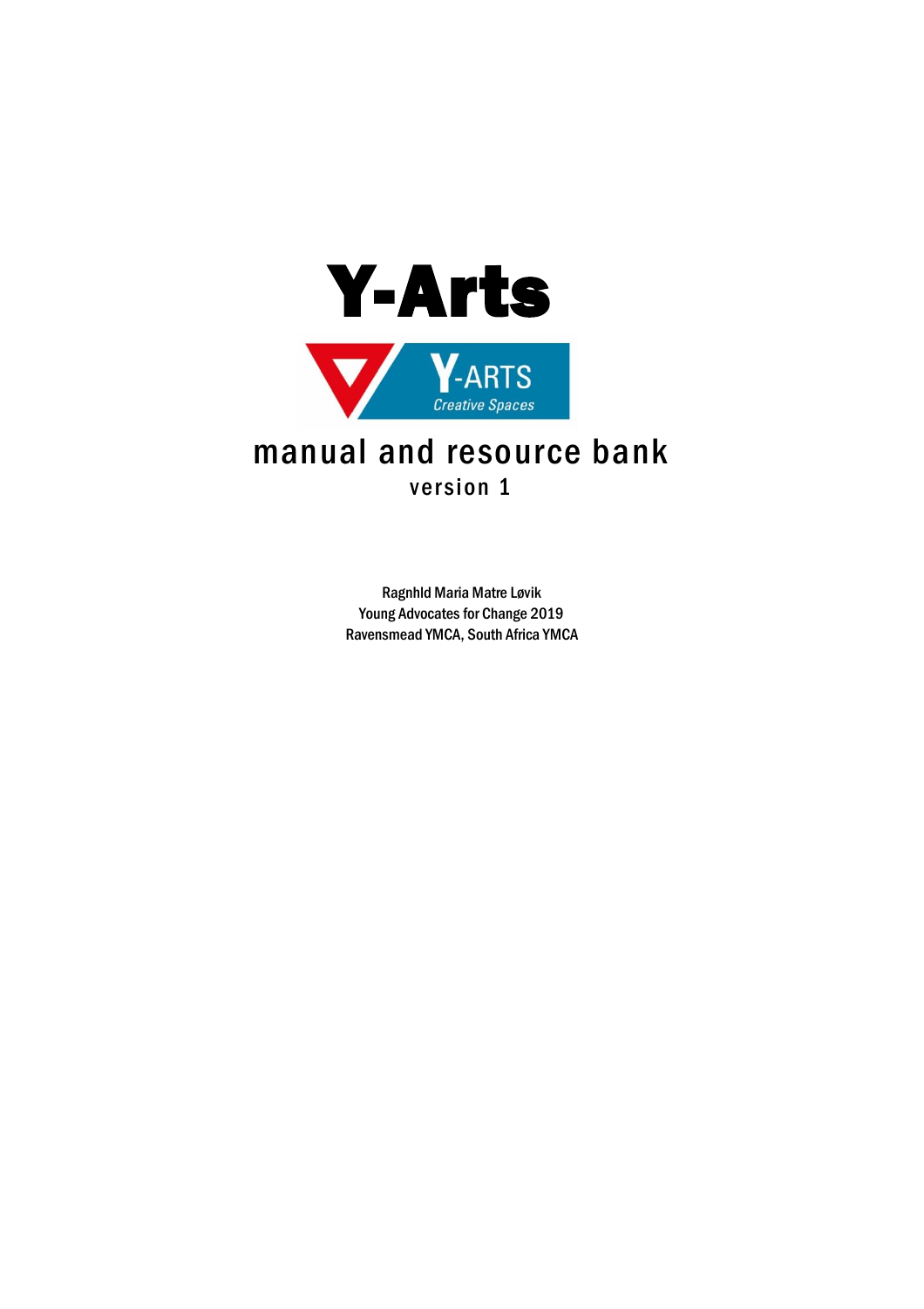# Y-Arts

Y-ARTS
*Creative Spaces*

## manual and resource bank

### version 1

Ragnhld Maria Matre Løvik
Young Advocates for Change 2019
Ravensmead YMCA, South Africa YMCA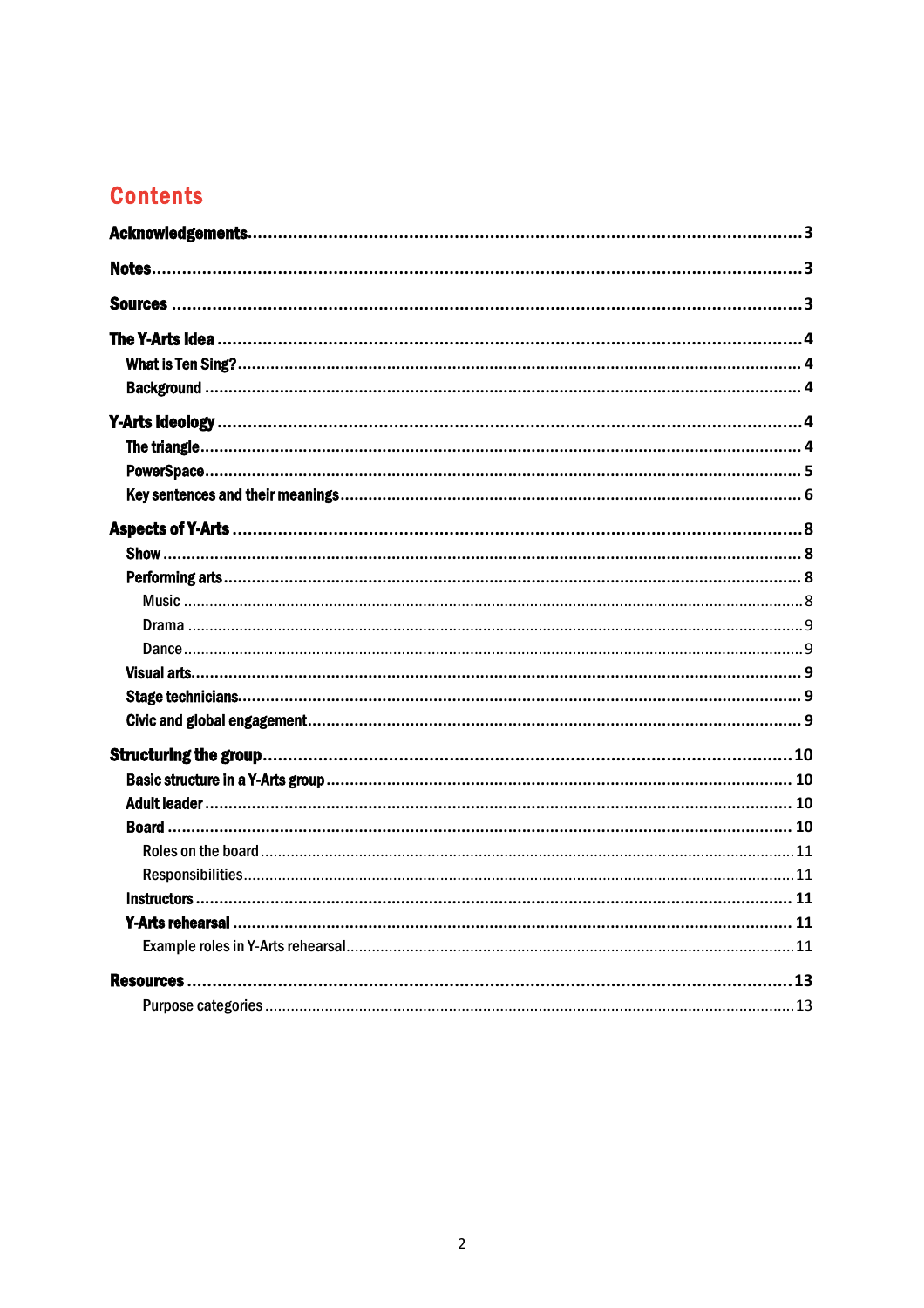# Contents

**Acknowledgements** ........ 3

**Notes** ........ 3

**Sources** ........ 3

**The Y-Arts Idea** ........ 4

- What is Ten Sing? ........ 4
- Background ........ 4

**Y-Arts Ideology** ........ 4

- The triangle ........ 4
- PowerSpace ........ 5
- Key sentences and their meanings ........ 6

**Aspects of Y-Arts** ........ 8

- Show ........ 8
- Performing arts ........ 8
  - Music ........ 8
  - Drama ........ 9
  - Dance ........ 9
- Visual arts ........ 9
- Stage technicians ........ 9
- Civic and global engagement ........ 9

**Structuring the group** ........ 10

- Basic structure in a Y-Arts group ........ 10
- Adult leader ........ 10
- Board ........ 10
  - Roles on the board ........ 11
  - Responsibilities ........ 11
- Instructors ........ 11
- Y-Arts rehearsal ........ 11
  - Example roles in Y-Arts rehearsal ........ 11

**Resources** ........ 13

- Purpose categories ........ 13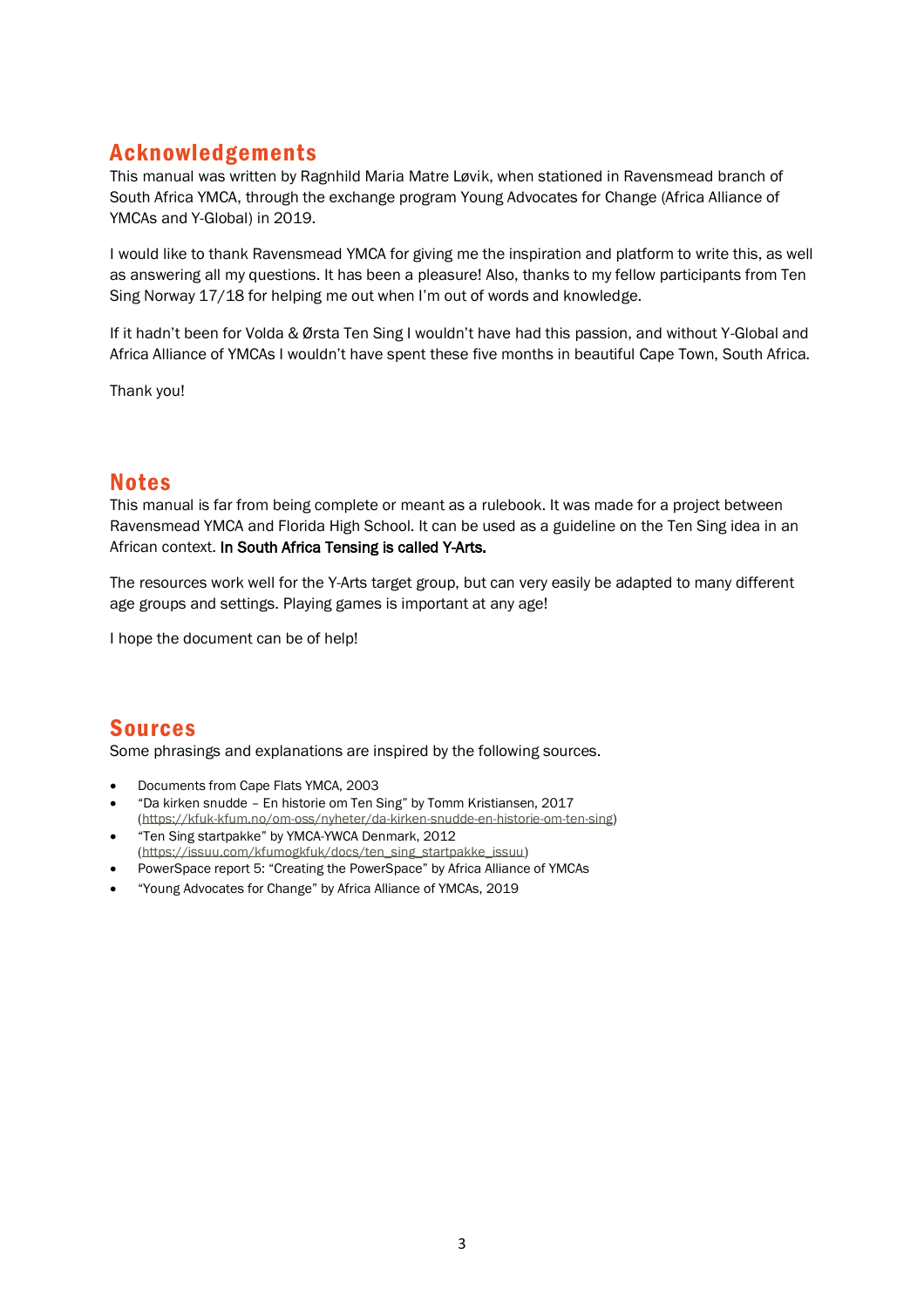## Acknowledgements

This manual was written by Ragnhild Maria Matre Løvik, when stationed in Ravensmead branch of South Africa YMCA, through the exchange program Young Advocates for Change (Africa Alliance of YMCAs and Y-Global) in 2019.

I would like to thank Ravensmead YMCA for giving me the inspiration and platform to write this, as well as answering all my questions. It has been a pleasure! Also, thanks to my fellow participants from Ten Sing Norway 17/18 for helping me out when I'm out of words and knowledge.

If it hadn't been for Volda & Ørsta Ten Sing I wouldn't have had this passion, and without Y-Global and Africa Alliance of YMCAs I wouldn't have spent these five months in beautiful Cape Town, South Africa.

Thank you!

## Notes

This manual is far from being complete or meant as a rulebook. It was made for a project between Ravensmead YMCA and Florida High School. It can be used as a guideline on the Ten Sing idea in an African context. **In South Africa Tensing is called Y-Arts.**

The resources work well for the Y-Arts target group, but can very easily be adapted to many different age groups and settings. Playing games is important at any age!

I hope the document can be of help!

## Sources

Some phrasings and explanations are inspired by the following sources.

- Documents from Cape Flats YMCA, 2003
- "Da kirken snudde – En historie om Ten Sing" by Tomm Kristiansen, 2017 (https://kfuk-kfum.no/om-oss/nyheter/da-kirken-snudde-en-historie-om-ten-sing)
- "Ten Sing startpakke" by YMCA-YWCA Denmark, 2012 (https://issuu.com/kfumogkfuk/docs/ten_sing_startpakke_issuu)
- PowerSpace report 5: "Creating the PowerSpace" by Africa Alliance of YMCAs
- "Young Advocates for Change" by Africa Alliance of YMCAs, 2019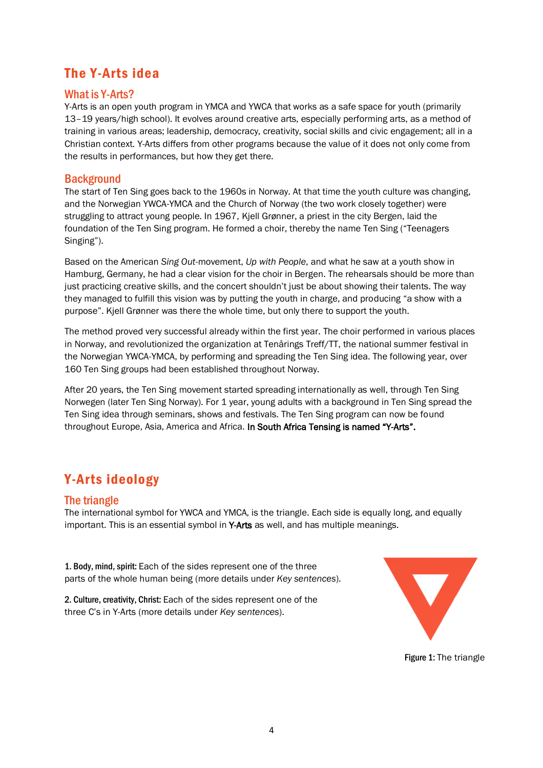# The Y-Arts idea

## What is Y-Arts?

Y-Arts is an open youth program in YMCA and YWCA that works as a safe space for youth (primarily 13–19 years/high school). It evolves around creative arts, especially performing arts, as a method of training in various areas; leadership, democracy, creativity, social skills and civic engagement; all in a Christian context. Y-Arts differs from other programs because the value of it does not only come from the results in performances, but how they get there.

## Background

The start of Ten Sing goes back to the 1960s in Norway. At that time the youth culture was changing, and the Norwegian YWCA-YMCA and the Church of Norway (the two work closely together) were struggling to attract young people. In 1967, Kjell Grønner, a priest in the city Bergen, laid the foundation of the Ten Sing program. He formed a choir, thereby the name Ten Sing ("Teenagers Singing").

Based on the American *Sing Out*-movement, *Up with People*, and what he saw at a youth show in Hamburg, Germany, he had a clear vision for the choir in Bergen. The rehearsals should be more than just practicing creative skills, and the concert shouldn't just be about showing their talents. The way they managed to fulfill this vision was by putting the youth in charge, and producing "a show with a purpose". Kjell Grønner was there the whole time, but only there to support the youth.

The method proved very successful already within the first year. The choir performed in various places in Norway, and revolutionized the organization at Tenårings Treff/TT, the national summer festival in the Norwegian YWCA-YMCA, by performing and spreading the Ten Sing idea. The following year, over 160 Ten Sing groups had been established throughout Norway.

After 20 years, the Ten Sing movement started spreading internationally as well, through Ten Sing Norwegen (later Ten Sing Norway). For 1 year, young adults with a background in Ten Sing spread the Ten Sing idea through seminars, shows and festivals. The Ten Sing program can now be found throughout Europe, Asia, America and Africa. In South Africa Tensing is named "Y-Arts".

# Y-Arts ideology

## The triangle

The international symbol for YWCA and YMCA, is the triangle. Each side is equally long, and equally important. This is an essential symbol in Y-Arts as well, and has multiple meanings.

**1. Body, mind, spirit:** Each of the sides represent one of the three parts of the whole human being (more details under *Key sentences*).

**2. Culture, creativity, Christ:** Each of the sides represent one of the three C's in Y-Arts (more details under *Key sentences*).

**Figure 1:** The triangle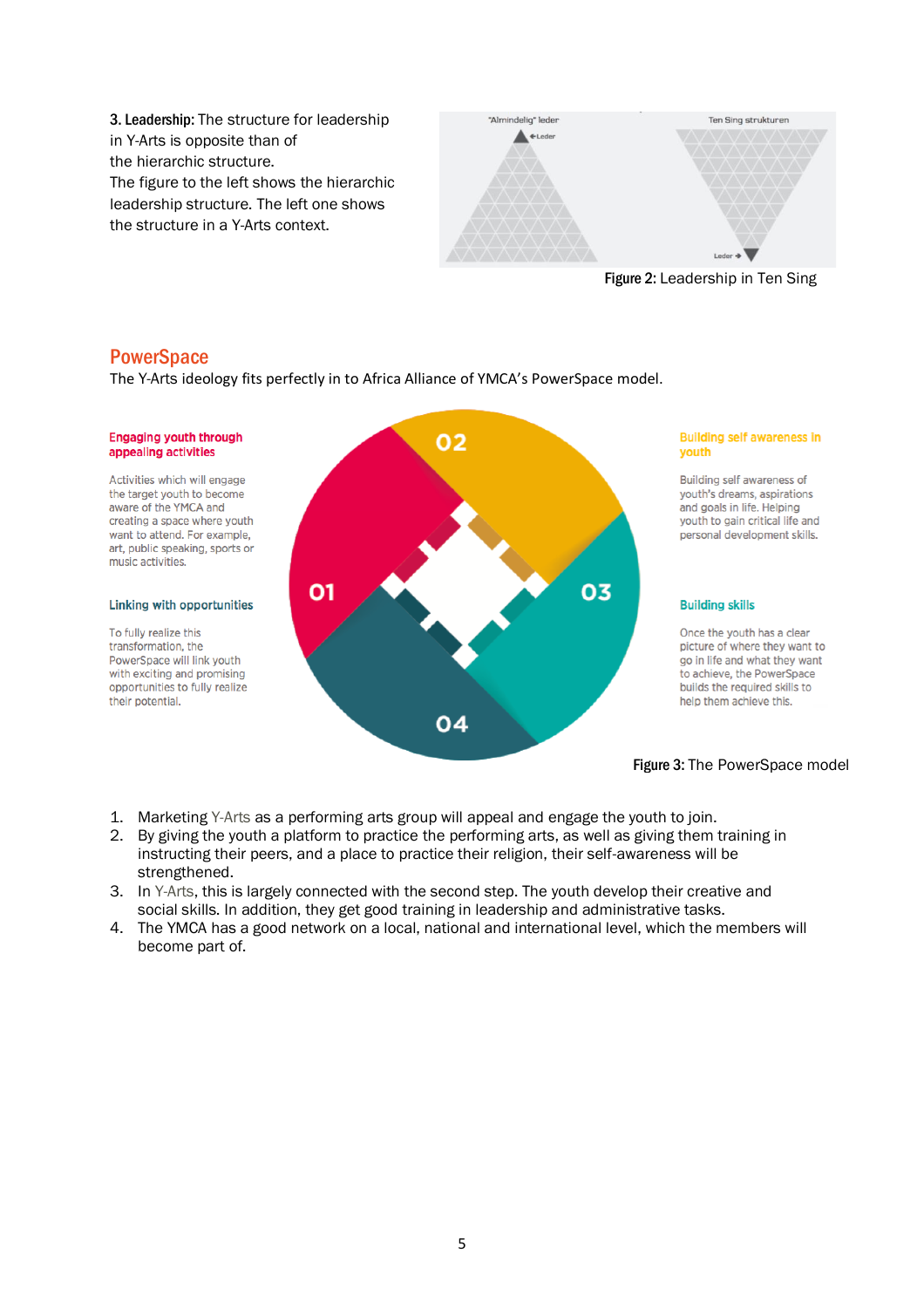**3. Leadership:** The structure for leadership in Y-Arts is opposite than of the hierarchic structure.
The figure to the left shows the hierarchic leadership structure. The left one shows the structure in a Y-Arts context.

"Almindelig" leder

Ten Sing strukturen

Leder

Leder

**Figure 2:** Leadership in Ten Sing

## PowerSpace

The Y-Arts ideology fits perfectly in to Africa Alliance of YMCA's PowerSpace model.

**Engaging youth through appealing activities**

Activities which will engage the target youth to become aware of the YMCA and creating a space where youth want to attend. For example, art, public speaking, sports or music activities.

**Linking with opportunities**

To fully realize this transformation, the PowerSpace will link youth with exciting and promising opportunities to fully realize their potential.

01

02

03

04

**Building self awareness in youth**

Building self awareness of youth's dreams, aspirations and goals in life. Helping youth to gain critical life and personal development skills.

**Building skills**

Once the youth has a clear picture of where they want to go in life and what they want to achieve, the PowerSpace builds the required skills to help them achieve this.

**Figure 3:** The PowerSpace model

1. Marketing Y-Arts as a performing arts group will appeal and engage the youth to join.
2. By giving the youth a platform to practice the performing arts, as well as giving them training in instructing their peers, and a place to practice their religion, their self-awareness will be strengthened.
3. In Y-Arts, this is largely connected with the second step. The youth develop their creative and social skills. In addition, they get good training in leadership and administrative tasks.
4. The YMCA has a good network on a local, national and international level, which the members will become part of.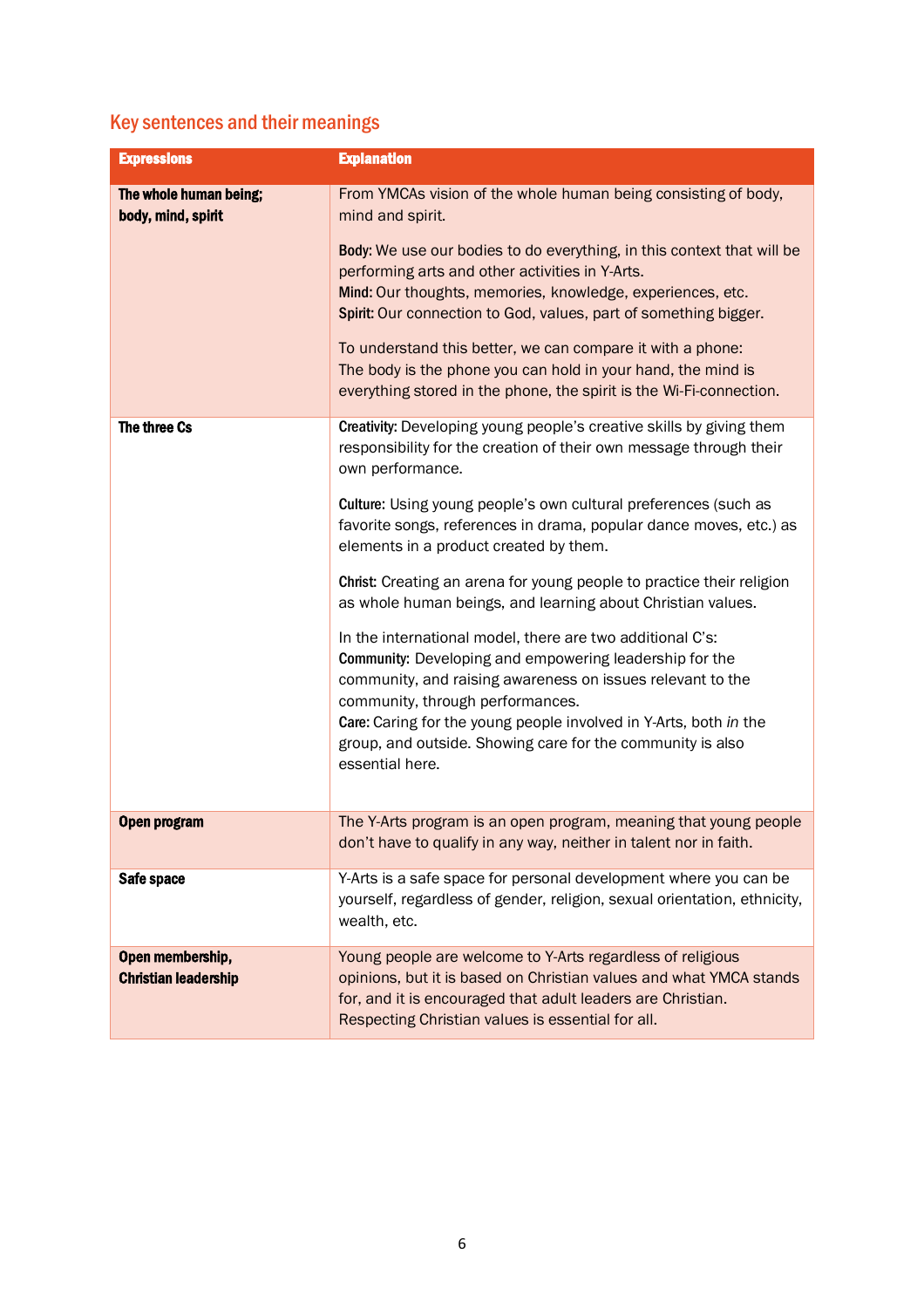## Key sentences and their meanings

| Expressions | Explanation |
|---|---|
| **The whole human being; body, mind, spirit** | From YMCAs vision of the whole human being consisting of body, mind and spirit.<br><br>**Body:** We use our bodies to do everything, in this context that will be performing arts and other activities in Y-Arts.<br>**Mind:** Our thoughts, memories, knowledge, experiences, etc.<br>**Spirit:** Our connection to God, values, part of something bigger.<br><br>To understand this better, we can compare it with a phone: The body is the phone you can hold in your hand, the mind is everything stored in the phone, the spirit is the Wi-Fi-connection. |
| **The three Cs** | **Creativity:** Developing young people's creative skills by giving them responsibility for the creation of their own message through their own performance.<br><br>**Culture:** Using young people's own cultural preferences (such as favorite songs, references in drama, popular dance moves, etc.) as elements in a product created by them.<br><br>**Christ:** Creating an arena for young people to practice their religion as whole human beings, and learning about Christian values.<br><br>In the international model, there are two additional C's:<br>**Community:** Developing and empowering leadership for the community, and raising awareness on issues relevant to the community, through performances.<br>**Care:** Caring for the young people involved in Y-Arts, both *in* the group, and outside. Showing care for the community is also essential here. |
| **Open program** | The Y-Arts program is an open program, meaning that young people don't have to qualify in any way, neither in talent nor in faith. |
| **Safe space** | Y-Arts is a safe space for personal development where you can be yourself, regardless of gender, religion, sexual orientation, ethnicity, wealth, etc. |
| **Open membership, Christian leadership** | Young people are welcome to Y-Arts regardless of religious opinions, but it is based on Christian values and what YMCA stands for, and it is encouraged that adult leaders are Christian. Respecting Christian values is essential for all. |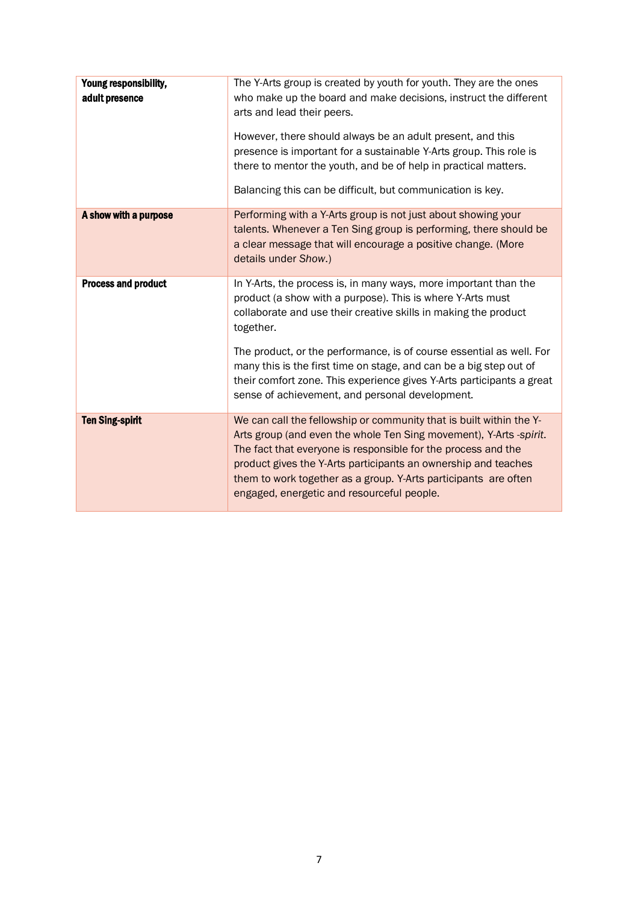| | |
|---|---|
| **Young responsibility, adult presence** | The Y-Arts group is created by youth for youth. They are the ones who make up the board and make decisions, instruct the different arts and lead their peers.<br><br>However, there should always be an adult present, and this presence is important for a sustainable Y-Arts group. This role is there to mentor the youth, and be of help in practical matters.<br><br>Balancing this can be difficult, but communication is key. |
| **A show with a purpose** | Performing with a Y-Arts group is not just about showing your talents. Whenever a Ten Sing group is performing, there should be a clear message that will encourage a positive change. (More details under *Show*.) |
| **Process and product** | In Y-Arts, the process is, in many ways, more important than the product (a show with a purpose). This is where Y-Arts must collaborate and use their creative skills in making the product together.<br><br>The product, or the performance, is of course essential as well. For many this is the first time on stage, and can be a big step out of their comfort zone. This experience gives Y-Arts participants a great sense of achievement, and personal development. |
| **Ten Sing-spirit** | We can call the fellowship or community that is built within the Y-Arts group (and even the whole Ten Sing movement), Y-Arts -*spirit*. The fact that everyone is responsible for the process and the product gives the Y-Arts participants an ownership and teaches them to work together as a group. Y-Arts participants are often engaged, energetic and resourceful people. |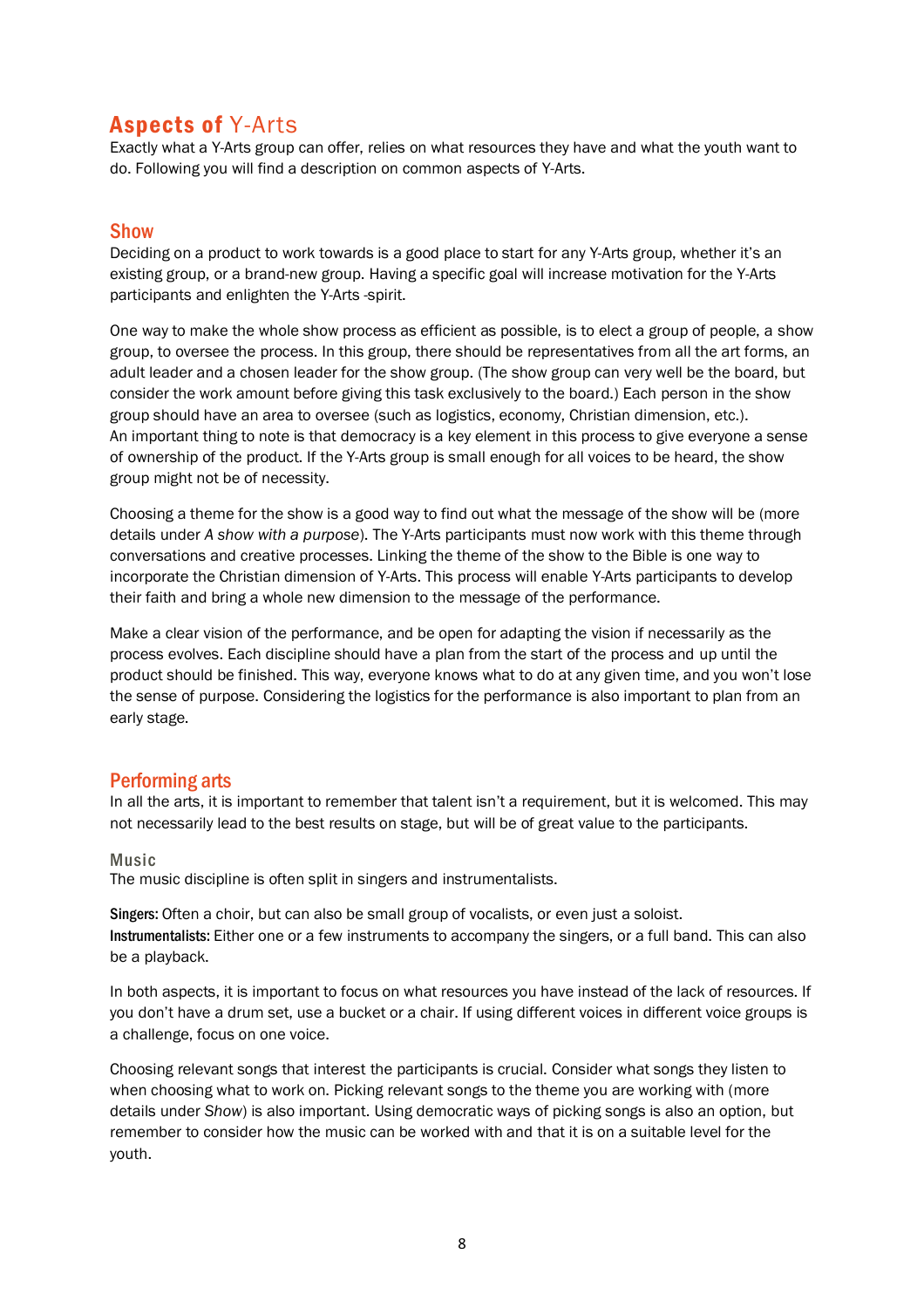# **Aspects of** Y-Arts

Exactly what a Y-Arts group can offer, relies on what resources they have and what the youth want to do. Following you will find a description on common aspects of Y-Arts.

## Show

Deciding on a product to work towards is a good place to start for any Y-Arts group, whether it's an existing group, or a brand-new group. Having a specific goal will increase motivation for the Y-Arts participants and enlighten the Y-Arts -spirit.

One way to make the whole show process as efficient as possible, is to elect a group of people, a show group, to oversee the process. In this group, there should be representatives from all the art forms, an adult leader and a chosen leader for the show group. (The show group can very well be the board, but consider the work amount before giving this task exclusively to the board.) Each person in the show group should have an area to oversee (such as logistics, economy, Christian dimension, etc.). An important thing to note is that democracy is a key element in this process to give everyone a sense of ownership of the product. If the Y-Arts group is small enough for all voices to be heard, the show group might not be of necessity.

Choosing a theme for the show is a good way to find out what the message of the show will be (more details under *A show with a purpose*). The Y-Arts participants must now work with this theme through conversations and creative processes. Linking the theme of the show to the Bible is one way to incorporate the Christian dimension of Y-Arts. This process will enable Y-Arts participants to develop their faith and bring a whole new dimension to the message of the performance.

Make a clear vision of the performance, and be open for adapting the vision if necessarily as the process evolves. Each discipline should have a plan from the start of the process and up until the product should be finished. This way, everyone knows what to do at any given time, and you won't lose the sense of purpose. Considering the logistics for the performance is also important to plan from an early stage.

## Performing arts

In all the arts, it is important to remember that talent isn't a requirement, but it is welcomed. This may not necessarily lead to the best results on stage, but will be of great value to the participants.

### Music

The music discipline is often split in singers and instrumentalists.

**Singers:** Often a choir, but can also be small group of vocalists, or even just a soloist.
**Instrumentalists:** Either one or a few instruments to accompany the singers, or a full band. This can also be a playback.

In both aspects, it is important to focus on what resources you have instead of the lack of resources. If you don't have a drum set, use a bucket or a chair. If using different voices in different voice groups is a challenge, focus on one voice.

Choosing relevant songs that interest the participants is crucial. Consider what songs they listen to when choosing what to work on. Picking relevant songs to the theme you are working with (more details under *Show*) is also important. Using democratic ways of picking songs is also an option, but remember to consider how the music can be worked with and that it is on a suitable level for the youth.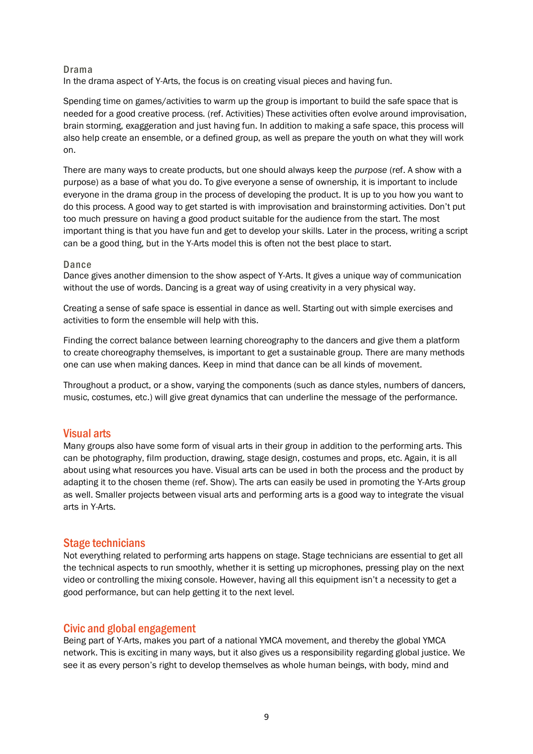### Drama

In the drama aspect of Y-Arts, the focus is on creating visual pieces and having fun.

Spending time on games/activities to warm up the group is important to build the safe space that is needed for a good creative process. (ref. Activities) These activities often evolve around improvisation, brain storming, exaggeration and just having fun. In addition to making a safe space, this process will also help create an ensemble, or a defined group, as well as prepare the youth on what they will work on.

There are many ways to create products, but one should always keep the *purpose* (ref. A show with a purpose) as a base of what you do. To give everyone a sense of ownership, it is important to include everyone in the drama group in the process of developing the product. It is up to you how you want to do this process. A good way to get started is with improvisation and brainstorming activities. Don't put too much pressure on having a good product suitable for the audience from the start. The most important thing is that you have fun and get to develop your skills. Later in the process, writing a script can be a good thing, but in the Y-Arts model this is often not the best place to start.

### Dance

Dance gives another dimension to the show aspect of Y-Arts. It gives a unique way of communication without the use of words. Dancing is a great way of using creativity in a very physical way.

Creating a sense of safe space is essential in dance as well. Starting out with simple exercises and activities to form the ensemble will help with this.

Finding the correct balance between learning choreography to the dancers and give them a platform to create choreography themselves, is important to get a sustainable group. There are many methods one can use when making dances. Keep in mind that dance can be all kinds of movement.

Throughout a product, or a show, varying the components (such as dance styles, numbers of dancers, music, costumes, etc.) will give great dynamics that can underline the message of the performance.

## Visual arts

Many groups also have some form of visual arts in their group in addition to the performing arts. This can be photography, film production, drawing, stage design, costumes and props, etc. Again, it is all about using what resources you have. Visual arts can be used in both the process and the product by adapting it to the chosen theme (ref. Show). The arts can easily be used in promoting the Y-Arts group as well. Smaller projects between visual arts and performing arts is a good way to integrate the visual arts in Y-Arts.

## Stage technicians

Not everything related to performing arts happens on stage. Stage technicians are essential to get all the technical aspects to run smoothly, whether it is setting up microphones, pressing play on the next video or controlling the mixing console. However, having all this equipment isn't a necessity to get a good performance, but can help getting it to the next level.

## Civic and global engagement

Being part of Y-Arts, makes you part of a national YMCA movement, and thereby the global YMCA network. This is exciting in many ways, but it also gives us a responsibility regarding global justice. We see it as every person's right to develop themselves as whole human beings, with body, mind and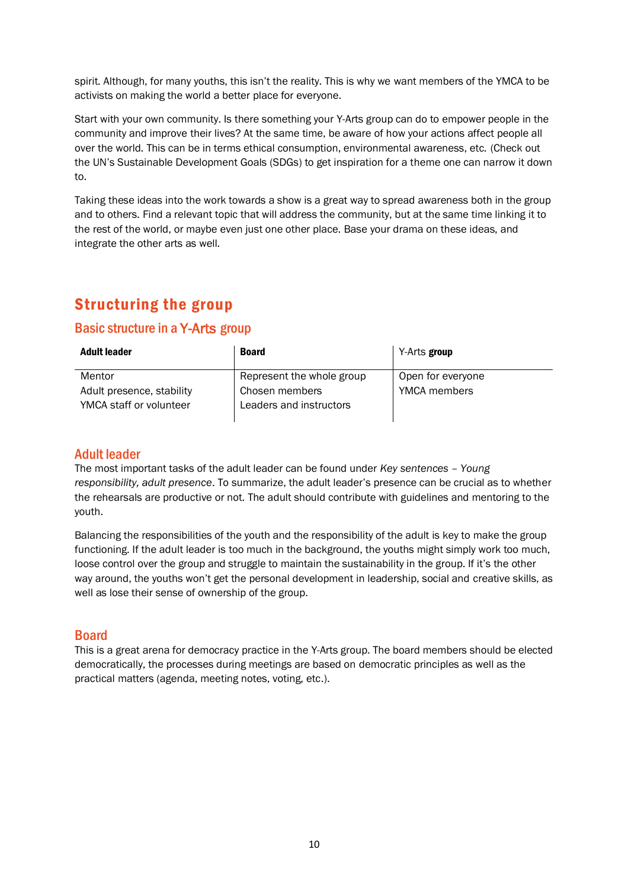spirit. Although, for many youths, this isn't the reality. This is why we want members of the YMCA to be activists on making the world a better place for everyone.

Start with your own community. Is there something your Y-Arts group can do to empower people in the community and improve their lives? At the same time, be aware of how your actions affect people all over the world. This can be in terms ethical consumption, environmental awareness, etc. (Check out the UN's Sustainable Development Goals (SDGs) to get inspiration for a theme one can narrow it down to.

Taking these ideas into the work towards a show is a great way to spread awareness both in the group and to others. Find a relevant topic that will address the community, but at the same time linking it to the rest of the world, or maybe even just one other place. Base your drama on these ideas, and integrate the other arts as well.

## Structuring the group

### Basic structure in a Y-Arts group

| **Adult leader** | **Board** | Y-Arts **group** |
|---|---|---|
| Mentor<br>Adult presence, stability<br>YMCA staff or volunteer | Represent the whole group<br>Chosen members<br>Leaders and instructors | Open for everyone<br>YMCA members |

### Adult leader

The most important tasks of the adult leader can be found under *Key sentences – Young responsibility, adult presence*. To summarize, the adult leader's presence can be crucial as to whether the rehearsals are productive or not. The adult should contribute with guidelines and mentoring to the youth.

Balancing the responsibilities of the youth and the responsibility of the adult is key to make the group functioning. If the adult leader is too much in the background, the youths might simply work too much, loose control over the group and struggle to maintain the sustainability in the group. If it's the other way around, the youths won't get the personal development in leadership, social and creative skills, as well as lose their sense of ownership of the group.

### Board

This is a great arena for democracy practice in the Y-Arts group. The board members should be elected democratically, the processes during meetings are based on democratic principles as well as the practical matters (agenda, meeting notes, voting, etc.).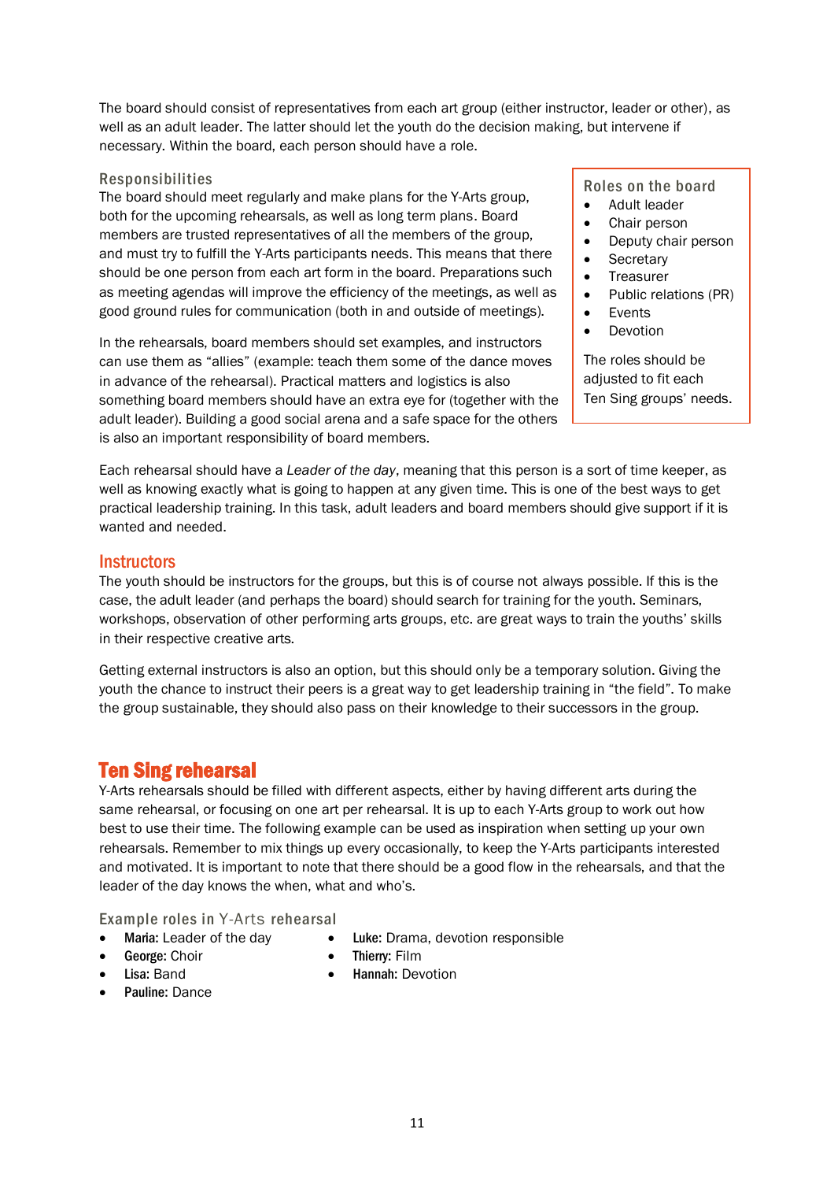The board should consist of representatives from each art group (either instructor, leader or other), as well as an adult leader. The latter should let the youth do the decision making, but intervene if necessary. Within the board, each person should have a role.

### Responsibilities

The board should meet regularly and make plans for the Y-Arts group, both for the upcoming rehearsals, as well as long term plans. Board members are trusted representatives of all the members of the group, and must try to fulfill the Y-Arts participants needs. This means that there should be one person from each art form in the board. Preparations such as meeting agendas will improve the efficiency of the meetings, as well as good ground rules for communication (both in and outside of meetings).

In the rehearsals, board members should set examples, and instructors can use them as "allies" (example: teach them some of the dance moves in advance of the rehearsal). Practical matters and logistics is also something board members should have an extra eye for (together with the adult leader). Building a good social arena and a safe space for the others is also an important responsibility of board members.

### Roles on the board

- Adult leader
- Chair person
- Deputy chair person
- Secretary
- Treasurer
- Public relations (PR)
- Events
- Devotion

The roles should be adjusted to fit each Ten Sing groups' needs.

Each rehearsal should have a *Leader of the day*, meaning that this person is a sort of time keeper, as well as knowing exactly what is going to happen at any given time. This is one of the best ways to get practical leadership training. In this task, adult leaders and board members should give support if it is wanted and needed.

## Instructors

The youth should be instructors for the groups, but this is of course not always possible. If this is the case, the adult leader (and perhaps the board) should search for training for the youth. Seminars, workshops, observation of other performing arts groups, etc. are great ways to train the youths' skills in their respective creative arts.

Getting external instructors is also an option, but this should only be a temporary solution. Giving the youth the chance to instruct their peers is a great way to get leadership training in "the field". To make the group sustainable, they should also pass on their knowledge to their successors in the group.

# Ten Sing rehearsal

Y-Arts rehearsals should be filled with different aspects, either by having different arts during the same rehearsal, or focusing on one art per rehearsal. It is up to each Y-Arts group to work out how best to use their time. The following example can be used as inspiration when setting up your own rehearsals. Remember to mix things up every occasionally, to keep the Y-Arts participants interested and motivated. It is important to note that there should be a good flow in the rehearsals, and that the leader of the day knows the when, what and who's.

### Example roles in Y-Arts rehearsal

- **Maria:** Leader of the day
- **George:** Choir
- **Lisa:** Band
- **Pauline:** Dance
- **Luke:** Drama, devotion responsible
- **Thierry:** Film
- **Hannah:** Devotion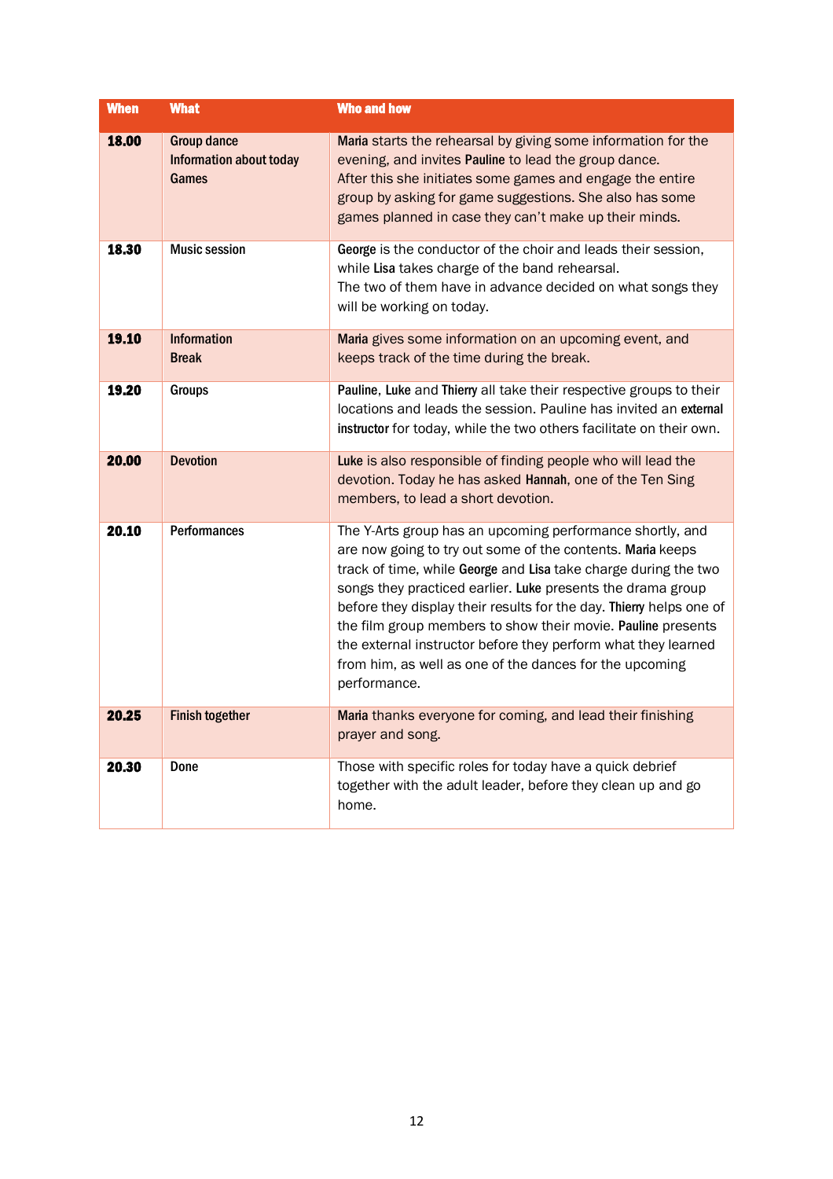| When | What | Who and how |
|---|---|---|
| **18.00** | **Group dance**<br>**Information about today**<br>**Games** | **Maria** starts the rehearsal by giving some information for the evening, and invites **Pauline** to lead the group dance.<br>After this she initiates some games and engage the entire group by asking for game suggestions. She also has some games planned in case they can't make up their minds. |
| **18.30** | **Music session** | **George** is the conductor of the choir and leads their session, while **Lisa** takes charge of the band rehearsal.<br>The two of them have in advance decided on what songs they will be working on today. |
| **19.10** | **Information**<br>**Break** | **Maria** gives some information on an upcoming event, and keeps track of the time during the break. |
| **19.20** | **Groups** | **Pauline**, **Luke** and **Thierry** all take their respective groups to their locations and leads the session. Pauline has invited an **external instructor** for today, while the two others facilitate on their own. |
| **20.00** | **Devotion** | **Luke** is also responsible of finding people who will lead the devotion. Today he has asked **Hannah**, one of the Ten Sing members, to lead a short devotion. |
| **20.10** | **Performances** | The Y-Arts group has an upcoming performance shortly, and are now going to try out some of the contents. **Maria** keeps track of time, while **George** and **Lisa** take charge during the two songs they practiced earlier. **Luke** presents the drama group before they display their results for the day. **Thierry** helps one of the film group members to show their movie. **Pauline** presents the external instructor before they perform what they learned from him, as well as one of the dances for the upcoming performance. |
| **20.25** | **Finish together** | **Maria** thanks everyone for coming, and lead their finishing prayer and song. |
| **20.30** | **Done** | Those with specific roles for today have a quick debrief together with the adult leader, before they clean up and go home. |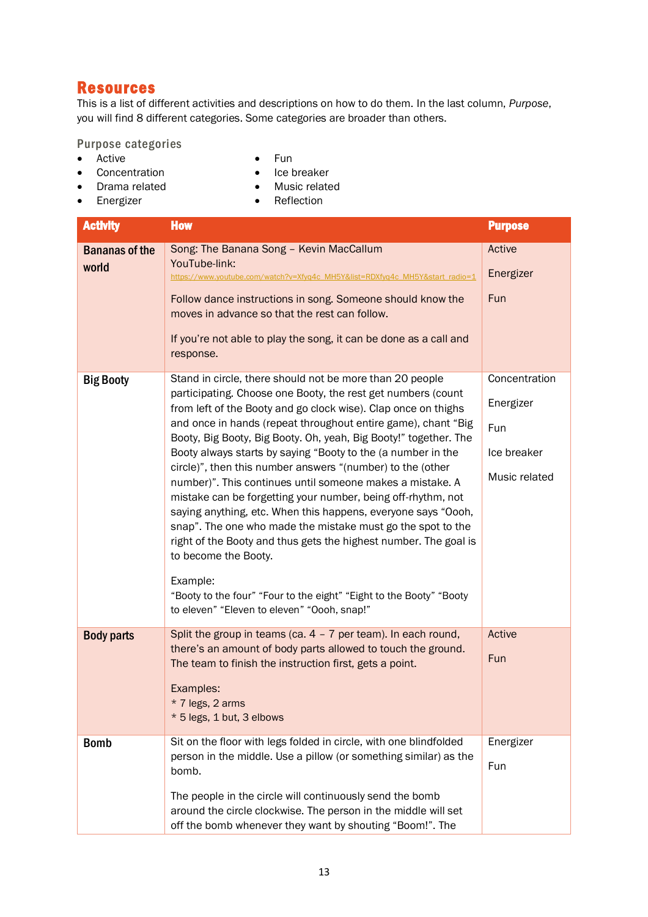## Resources

This is a list of different activities and descriptions on how to do them. In the last column, *Purpose*, you will find 8 different categories. Some categories are broader than others.

### Purpose categories

- Active
- Concentration
- Drama related
- Energizer
- Fun
- Ice breaker
- Music related
- Reflection

| Activity | How | Purpose |
|---|---|---|
| **Bananas of the world** | Song: The Banana Song – Kevin MacCallum<br>YouTube-link:<br>https://www.youtube.com/watch?v=Xfyq4c_MH5Y&list=RDXfyq4c_MH5Y&start_radio=1<br><br>Follow dance instructions in song. Someone should know the moves in advance so that the rest can follow.<br><br>If you're not able to play the song, it can be done as a call and response. | Active<br><br>Energizer<br><br>Fun |
| **Big Booty** | Stand in circle, there should not be more than 20 people participating. Choose one Booty, the rest get numbers (count from left of the Booty and go clock wise). Clap once on thighs and once in hands (repeat throughout entire game), chant "Big Booty, Big Booty, Big Booty. Oh, yeah, Big Booty!" together. The Booty always starts by saying "Booty to the (a number in the circle)", then this number answers "(number) to the (other number)". This continues until someone makes a mistake. A mistake can be forgetting your number, being off-rhythm, not saying anything, etc. When this happens, everyone says "Oooh, snap". The one who made the mistake must go the spot to the right of the Booty and thus gets the highest number. The goal is to become the Booty.<br><br>Example:<br>"Booty to the four" "Four to the eight" "Eight to the Booty" "Booty to eleven" "Eleven to eleven" "Oooh, snap!" | Concentration<br><br>Energizer<br><br>Fun<br><br>Ice breaker<br><br>Music related |
| **Body parts** | Split the group in teams (ca. 4 – 7 per team). In each round, there's an amount of body parts allowed to touch the ground. The team to finish the instruction first, gets a point.<br><br>Examples:<br>* 7 legs, 2 arms<br>* 5 legs, 1 but, 3 elbows | Active<br><br>Fun |
| **Bomb** | Sit on the floor with legs folded in circle, with one blindfolded person in the middle. Use a pillow (or something similar) as the bomb.<br><br>The people in the circle will continuously send the bomb around the circle clockwise. The person in the middle will set off the bomb whenever they want by shouting "Boom!". The | Energizer<br><br>Fun |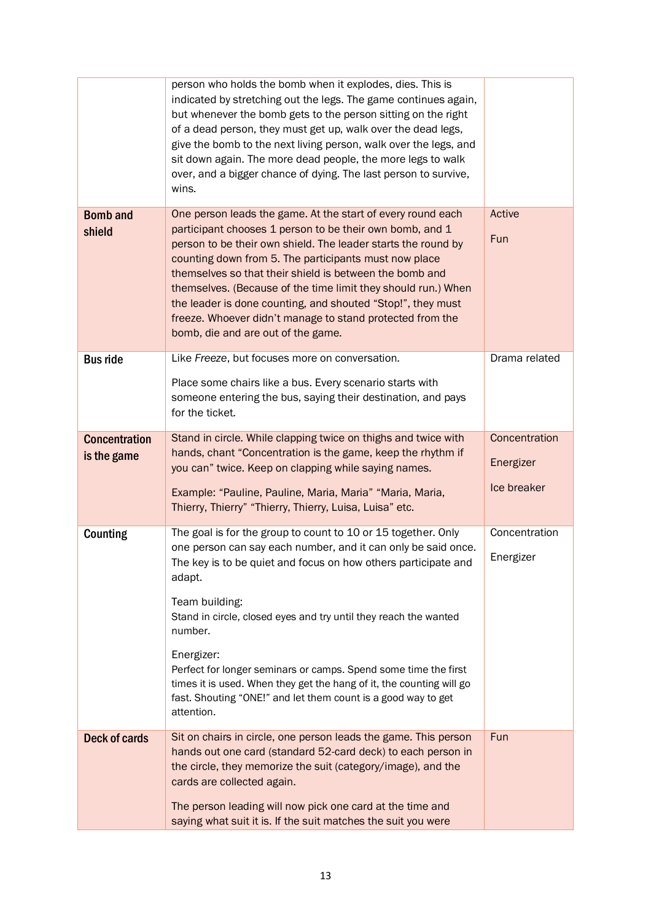| | | |
|---|---|---|
| | person who holds the bomb when it explodes, dies. This is indicated by stretching out the legs. The game continues again, but whenever the bomb gets to the person sitting on the right of a dead person, they must get up, walk over the dead legs, give the bomb to the next living person, walk over the legs, and sit down again. The more dead people, the more legs to walk over, and a bigger chance of dying. The last person to survive, wins. | |
| **Bomb and shield** | One person leads the game. At the start of every round each participant chooses 1 person to be their own bomb, and 1 person to be their own shield. The leader starts the round by counting down from 5. The participants must now place themselves so that their shield is between the bomb and themselves. (Because of the time limit they should run.) When the leader is done counting, and shouted "Stop!", they must freeze. Whoever didn't manage to stand protected from the bomb, die and are out of the game. | Active<br><br>Fun |
| **Bus ride** | Like *Freeze*, but focuses more on conversation.<br><br>Place some chairs like a bus. Every scenario starts with someone entering the bus, saying their destination, and pays for the ticket. | Drama related |
| **Concentration is the game** | Stand in circle. While clapping twice on thighs and twice with hands, chant "Concentration is the game, keep the rhythm if you can" twice. Keep on clapping while saying names.<br><br>Example: "Pauline, Pauline, Maria, Maria" "Maria, Maria, Thierry, Thierry" "Thierry, Thierry, Luisa, Luisa" etc. | Concentration<br><br>Energizer<br><br>Ice breaker |
| **Counting** | The goal is for the group to count to 10 or 15 together. Only one person can say each number, and it can only be said once. The key is to be quiet and focus on how others participate and adapt.<br><br>Team building:<br>Stand in circle, closed eyes and try until they reach the wanted number.<br><br>Energizer:<br>Perfect for longer seminars or camps. Spend some time the first times it is used. When they get the hang of it, the counting will go fast. Shouting "ONE!" and let them count is a good way to get attention. | Concentration<br><br>Energizer |
| **Deck of cards** | Sit on chairs in circle, one person leads the game. This person hands out one card (standard 52-card deck) to each person in the circle, they memorize the suit (category/image), and the cards are collected again.<br><br>The person leading will now pick one card at the time and saying what suit it is. If the suit matches the suit you were | Fun |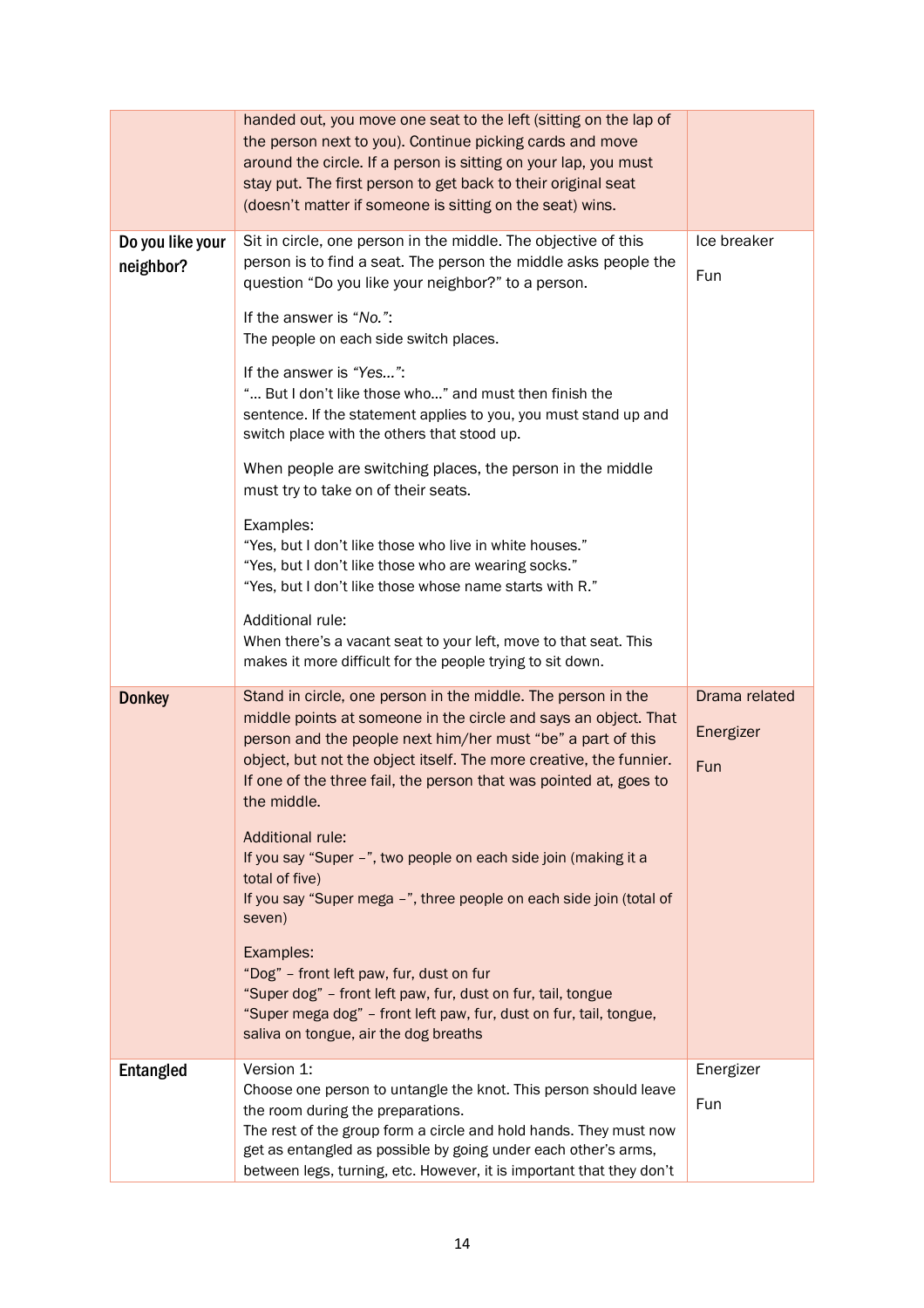| | | |
|---|---|---|
| | handed out, you move one seat to the left (sitting on the lap of the person next to you). Continue picking cards and move around the circle. If a person is sitting on your lap, you must stay put. The first person to get back to their original seat (doesn't matter if someone is sitting on the seat) wins. | |
| **Do you like your neighbor?** | Sit in circle, one person in the middle. The objective of this person is to find a seat. The person the middle asks people the question "Do you like your neighbor?" to a person.<br><br>If the answer is *"No."*:<br>The people on each side switch places.<br><br>If the answer is *"Yes…"*:<br>"… But I don't like those who…" and must then finish the sentence. If the statement applies to you, you must stand up and switch place with the others that stood up.<br><br>When people are switching places, the person in the middle must try to take on of their seats.<br><br>Examples:<br>"Yes, but I don't like those who live in white houses."<br>"Yes, but I don't like those who are wearing socks."<br>"Yes, but I don't like those whose name starts with R."<br><br>Additional rule:<br>When there's a vacant seat to your left, move to that seat. This makes it more difficult for the people trying to sit down. | Ice breaker<br><br>Fun |
| **Donkey** | Stand in circle, one person in the middle. The person in the middle points at someone in the circle and says an object. That person and the people next him/her must "be" a part of this object, but not the object itself. The more creative, the funnier. If one of the three fail, the person that was pointed at, goes to the middle.<br><br>Additional rule:<br>If you say "Super –", two people on each side join (making it a total of five)<br>If you say "Super mega –", three people on each side join (total of seven)<br><br>Examples:<br>"Dog" – front left paw, fur, dust on fur<br>"Super dog" – front left paw, fur, dust on fur, tail, tongue<br>"Super mega dog" – front left paw, fur, dust on fur, tail, tongue, saliva on tongue, air the dog breaths | Drama related<br><br>Energizer<br><br>Fun |
| **Entangled** | Version 1:<br>Choose one person to untangle the knot. This person should leave the room during the preparations.<br>The rest of the group form a circle and hold hands. They must now get as entangled as possible by going under each other's arms, between legs, turning, etc. However, it is important that they don't | Energizer<br><br>Fun |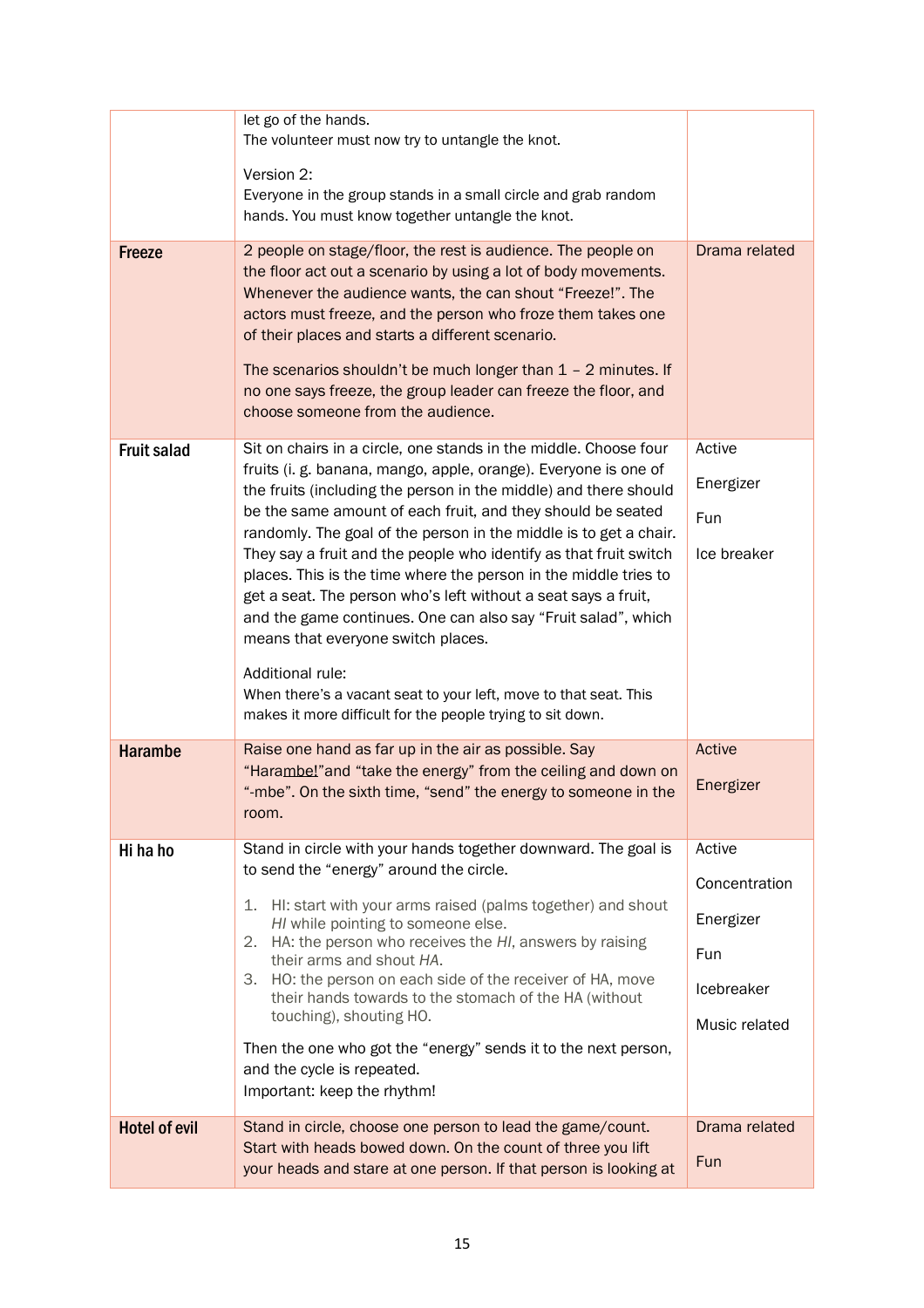| | | |
|---|---|---|
| | let go of the hands.<br>The volunteer must now try to untangle the knot.<br><br>Version 2:<br>Everyone in the group stands in a small circle and grab random hands. You must know together untangle the knot. | |
| **Freeze** | 2 people on stage/floor, the rest is audience. The people on the floor act out a scenario by using a lot of body movements. Whenever the audience wants, the can shout "Freeze!". The actors must freeze, and the person who froze them takes one of their places and starts a different scenario.<br><br>The scenarios shouldn't be much longer than 1 – 2 minutes. If no one says freeze, the group leader can freeze the floor, and choose someone from the audience. | Drama related |
| **Fruit salad** | Sit on chairs in a circle, one stands in the middle. Choose four fruits (i. g. banana, mango, apple, orange). Everyone is one of the fruits (including the person in the middle) and there should be the same amount of each fruit, and they should be seated randomly. The goal of the person in the middle is to get a chair. They say a fruit and the people who identify as that fruit switch places. This is the time where the person in the middle tries to get a seat. The person who's left without a seat says a fruit, and the game continues. One can also say "Fruit salad", which means that everyone switch places.<br><br>Additional rule:<br>When there's a vacant seat to your left, move to that seat. This makes it more difficult for the people trying to sit down. | Active<br><br>Energizer<br><br>Fun<br><br>Ice breaker |
| **Harambe** | Raise one hand as far up in the air as possible. Say "Harambe!"and "take the energy" from the ceiling and down on "-mbe". On the sixth time, "send" the energy to someone in the room. | Active<br><br>Energizer |
| **Hi ha ho** | Stand in circle with your hands together downward. The goal is to send the "energy" around the circle.<br><br>1. HI: start with your arms raised (palms together) and shout *HI* while pointing to someone else.<br>2. HA: the person who receives the *HI*, answers by raising their arms and shout *HA*.<br>3. HO: the person on each side of the receiver of HA, move their hands towards to the stomach of the HA (without touching), shouting HO.<br><br>Then the one who got the "energy" sends it to the next person, and the cycle is repeated.<br>Important: keep the rhythm! | Active<br><br>Concentration<br><br>Energizer<br><br>Fun<br><br>Icebreaker<br><br>Music related |
| **Hotel of evil** | Stand in circle, choose one person to lead the game/count. Start with heads bowed down. On the count of three you lift your heads and stare at one person. If that person is looking at | Drama related<br><br>Fun |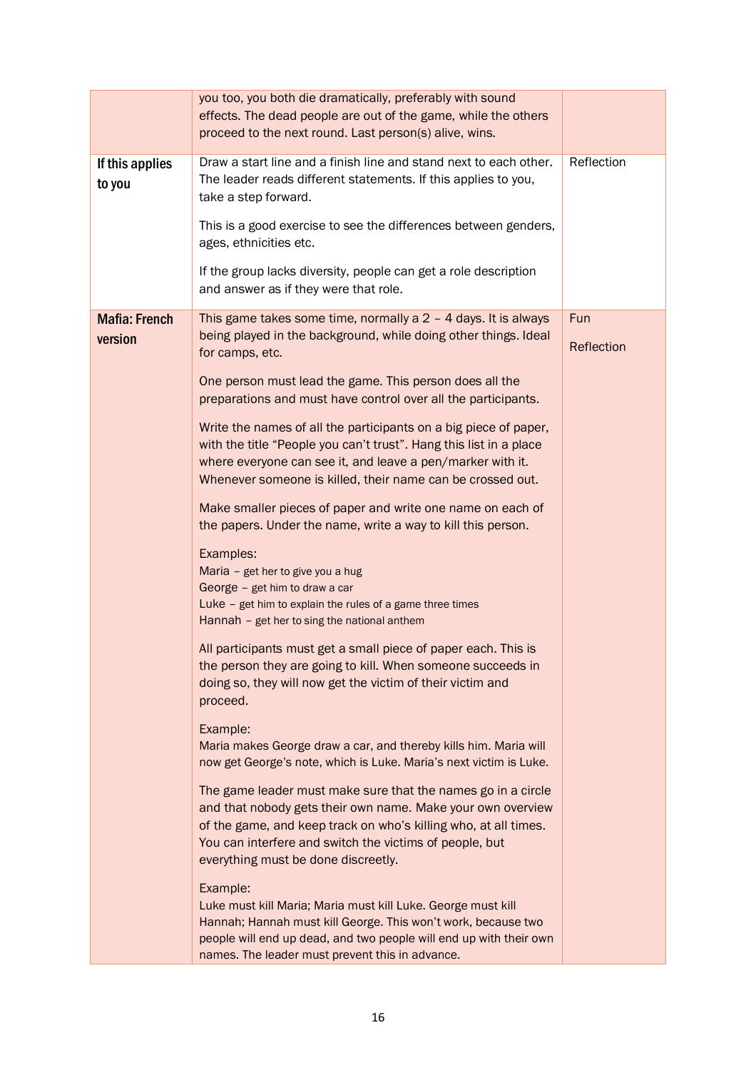| | | |
|---|---|---|
| | you too, you both die dramatically, preferably with sound effects. The dead people are out of the game, while the others proceed to the next round. Last person(s) alive, wins. | |
| **If this applies to you** | Draw a start line and a finish line and stand next to each other. The leader reads different statements. If this applies to you, take a step forward.<br><br>This is a good exercise to see the differences between genders, ages, ethnicities etc.<br><br>If the group lacks diversity, people can get a role description and answer as if they were that role. | Reflection |
| **Mafia: French version** | This game takes some time, normally a 2 – 4 days. It is always being played in the background, while doing other things. Ideal for camps, etc.<br><br>One person must lead the game. This person does all the preparations and must have control over all the participants.<br><br>Write the names of all the participants on a big piece of paper, with the title "People you can't trust". Hang this list in a place where everyone can see it, and leave a pen/marker with it. Whenever someone is killed, their name can be crossed out.<br><br>Make smaller pieces of paper and write one name on each of the papers. Under the name, write a way to kill this person.<br><br>Examples:<br>Maria – get her to give you a hug<br>George – get him to draw a car<br>Luke – get him to explain the rules of a game three times<br>Hannah – get her to sing the national anthem<br><br>All participants must get a small piece of paper each. This is the person they are going to kill. When someone succeeds in doing so, they will now get the victim of their victim and proceed.<br><br>Example:<br>Maria makes George draw a car, and thereby kills him. Maria will now get George's note, which is Luke. Maria's next victim is Luke.<br><br>The game leader must make sure that the names go in a circle and that nobody gets their own name. Make your own overview of the game, and keep track on who's killing who, at all times. You can interfere and switch the victims of people, but everything must be done discreetly.<br><br>Example:<br>Luke must kill Maria; Maria must kill Luke. George must kill Hannah; Hannah must kill George. This won't work, because two people will end up dead, and two people will end up with their own names. The leader must prevent this in advance. | Fun<br><br>Reflection |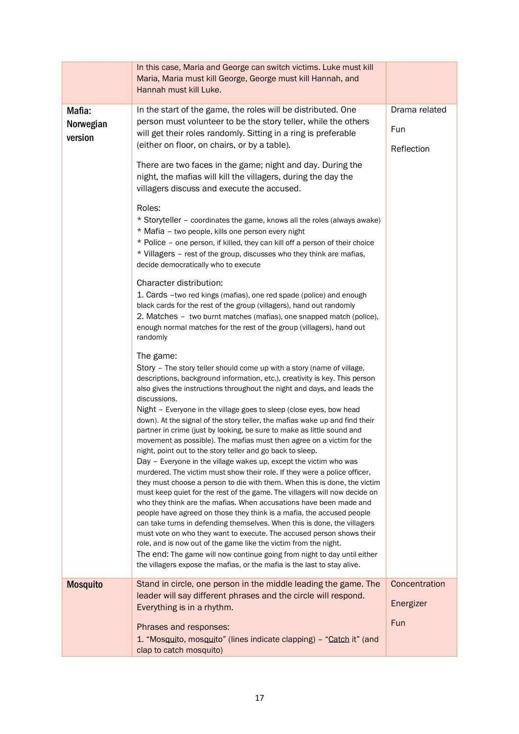| | | |
|---|---|---|
| | In this case, Maria and George can switch victims. Luke must kill Maria, Maria must kill George, George must kill Hannah, and Hannah must kill Luke. | |
| **Mafia: Norwegian version** | In the start of the game, the roles will be distributed. One person must volunteer to be the story teller, while the others will get their roles randomly. Sitting in a ring is preferable (either on floor, on chairs, or by a table).<br><br>There are two faces in the game; night and day. During the night, the mafias will kill the villagers, during the day the villagers discuss and execute the accused.<br><br>Roles:<br>* Storyteller – coordinates the game, knows all the roles (always awake)<br>* Mafia – two people, kills one person every night<br>* Police – one person, if killed, they can kill off a person of their choice<br>* Villagers – rest of the group, discusses who they think are mafias, decide democratically who to execute<br><br>Character distribution:<br>1. Cards –two red kings (mafias), one red spade (police) and enough black cards for the rest of the group (villagers), hand out randomly<br>2. Matches – two burnt matches (mafias), one snapped match (police), enough normal matches for the rest of the group (villagers), hand out randomly<br><br>The game:<br>Story – The story teller should come up with a story (name of village, descriptions, background information, etc.), creativity is key. This person also gives the instructions throughout the night and days, and leads the discussions.<br>Night – Everyone in the village goes to sleep (close eyes, bow head down). At the signal of the story teller, the mafias wake up and find their partner in crime (just by looking, be sure to make as little sound and movement as possible). The mafias must then agree on a victim for the night, point out to the story teller and go back to sleep.<br>Day – Everyone in the village wakes up, except the victim who was murdered. The victim must show their role. If they were a police officer, they must choose a person to die with them. When this is done, the victim must keep quiet for the rest of the game. The villagers will now decide on who they think are the mafias. When accusations have been made and people have agreed on those they think is a mafia, the accused people can take turns in defending themselves. When this is done, the villagers must vote on who they want to execute. The accused person shows their role, and is now out of the game like the victim from the night.<br>The end: The game will now continue going from night to day until either the villagers expose the mafias, or the mafia is the last to stay alive. | Drama related<br><br>Fun<br><br>Reflection |
| **Mosquito** | Stand in circle, one person in the middle leading the game. The leader will say different phrases and the circle will respond. Everything is in a rhythm.<br><br>Phrases and responses:<br>1. "Mos<u>qui</u>to, mos<u>qui</u>to" (lines indicate clapping) – "<u>Catch</u> it" (and clap to catch mosquito) | Concentration<br><br>Energizer<br><br>Fun |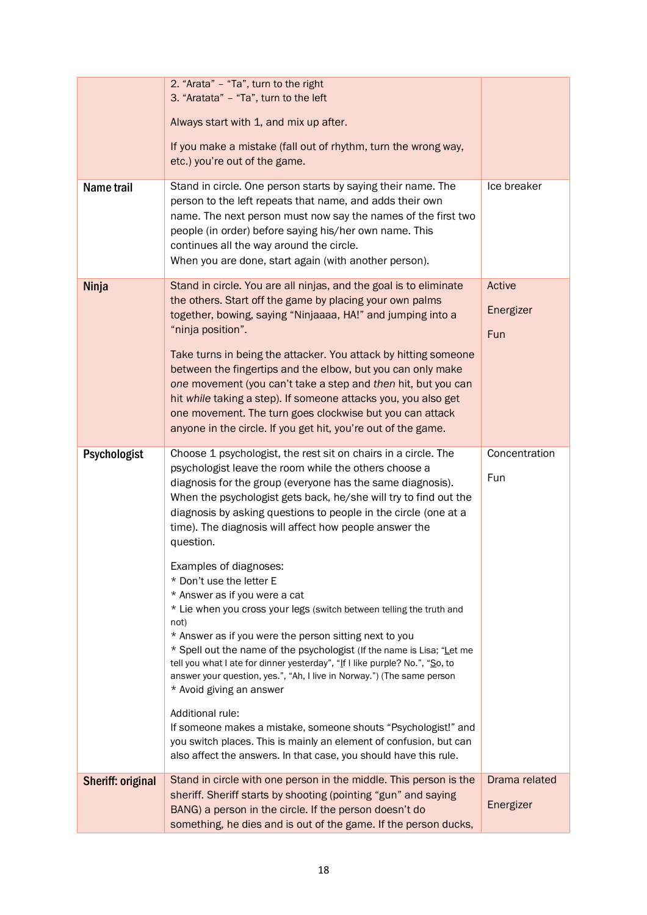| | | |
|---|---|---|
| | 2. “Arata” – “Ta”, turn to the right<br>3. “Aratata” – “Ta”, turn to the left<br><br>Always start with 1, and mix up after.<br><br>If you make a mistake (fall out of rhythm, turn the wrong way, etc.) you’re out of the game. | |
| **Name trail** | Stand in circle. One person starts by saying their name. The person to the left repeats that name, and adds their own name. The next person must now say the names of the first two people (in order) before saying his/her own name. This continues all the way around the circle.<br>When you are done, start again (with another person). | Ice breaker |
| **Ninja** | Stand in circle. You are all ninjas, and the goal is to eliminate the others. Start off the game by placing your own palms together, bowing, saying “Ninjaaaa, HA!” and jumping into a “ninja position”.<br><br>Take turns in being the attacker. You attack by hitting someone between the fingertips and the elbow, but you can only make *one* movement (you can’t take a step and *then* hit, but you can hit *while* taking a step). If someone attacks you, you also get one movement. The turn goes clockwise but you can attack anyone in the circle. If you get hit, you’re out of the game. | Active<br><br>Energizer<br><br>Fun |
| **Psychologist** | Choose 1 psychologist, the rest sit on chairs in a circle. The psychologist leave the room while the others choose a diagnosis for the group (everyone has the same diagnosis). When the psychologist gets back, he/she will try to find out the diagnosis by asking questions to people in the circle (one at a time). The diagnosis will affect how people answer the question.<br><br>Examples of diagnoses:<br>* Don’t use the letter E<br>* Answer as if you were a cat<br>* Lie when you cross your legs (switch between telling the truth and not)<br>* Answer as if you were the person sitting next to you<br>* Spell out the name of the psychologist (If the name is Lisa; “<u>L</u>et me tell you what I ate for dinner yesterday”, “<u>I</u>f I like purple? No.”, “<u>S</u>o, to answer your question, yes.”, “Ah, I live in Norway.”) (The same person<br>* Avoid giving an answer<br><br>Additional rule:<br>If someone makes a mistake, someone shouts “Psychologist!” and you switch places. This is mainly an element of confusion, but can also affect the answers. In that case, you should have this rule. | Concentration<br><br>Fun |
| **Sheriff: original** | Stand in circle with one person in the middle. This person is the sheriff. Sheriff starts by shooting (pointing “gun” and saying BANG) a person in the circle. If the person doesn’t do something, he dies and is out of the game. If the person ducks, | Drama related<br><br>Energizer |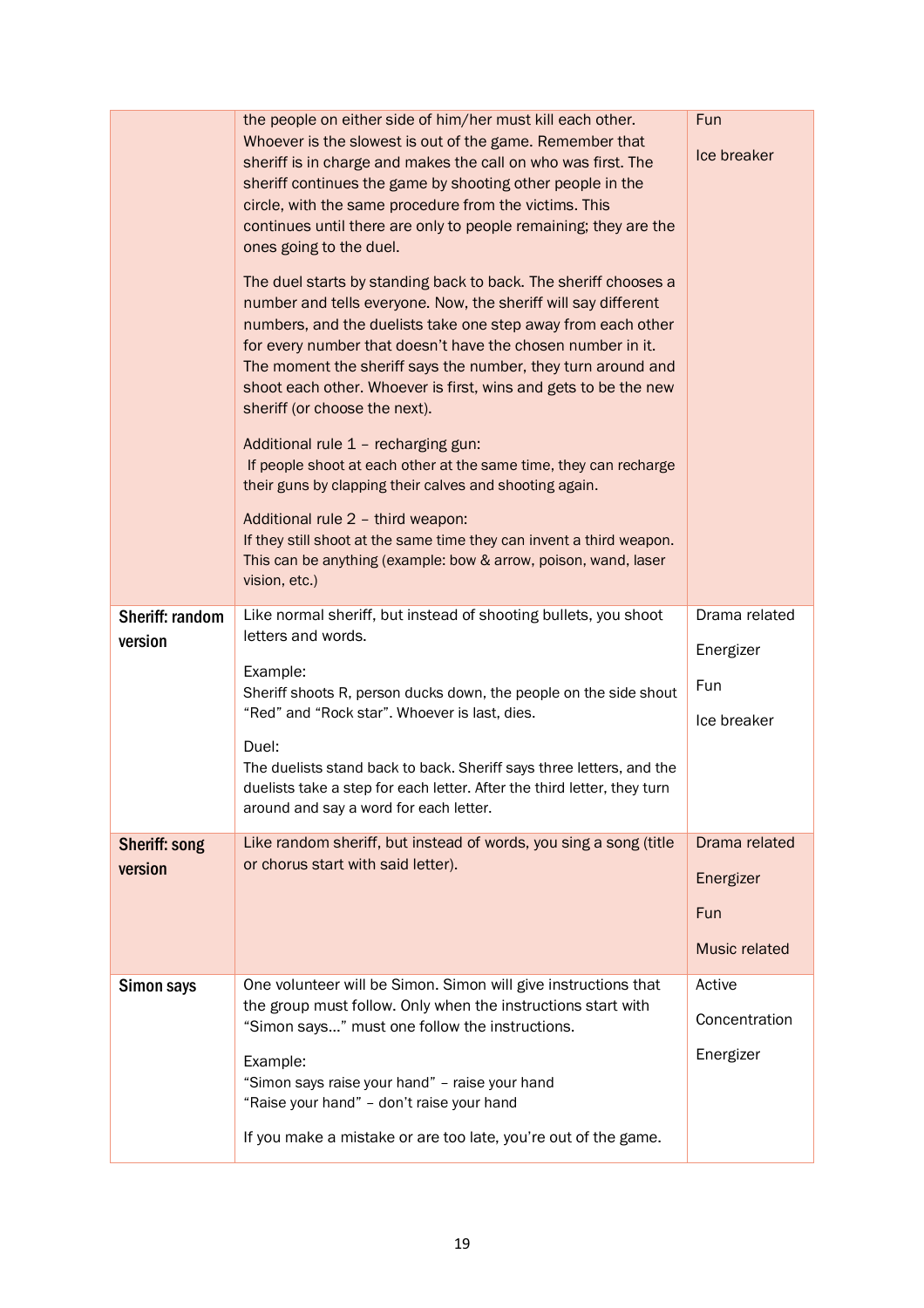| | | |
|---|---|---|
| | the people on either side of him/her must kill each other. Whoever is the slowest is out of the game. Remember that sheriff is in charge and makes the call on who was first. The sheriff continues the game by shooting other people in the circle, with the same procedure from the victims. This continues until there are only to people remaining; they are the ones going to the duel.<br><br>The duel starts by standing back to back. The sheriff chooses a number and tells everyone. Now, the sheriff will say different numbers, and the duelists take one step away from each other for every number that doesn't have the chosen number in it. The moment the sheriff says the number, they turn around and shoot each other. Whoever is first, wins and gets to be the new sheriff (or choose the next).<br><br>Additional rule 1 – recharging gun:<br>If people shoot at each other at the same time, they can recharge their guns by clapping their calves and shooting again.<br><br>Additional rule 2 – third weapon:<br>If they still shoot at the same time they can invent a third weapon. This can be anything (example: bow & arrow, poison, wand, laser vision, etc.) | Fun<br><br>Ice breaker |
| **Sheriff: random version** | Like normal sheriff, but instead of shooting bullets, you shoot letters and words.<br><br>Example:<br>Sheriff shoots R, person ducks down, the people on the side shout "Red" and "Rock star". Whoever is last, dies.<br><br>Duel:<br>The duelists stand back to back. Sheriff says three letters, and the duelists take a step for each letter. After the third letter, they turn around and say a word for each letter. | Drama related<br><br>Energizer<br><br>Fun<br><br>Ice breaker |
| **Sheriff: song version** | Like random sheriff, but instead of words, you sing a song (title or chorus start with said letter). | Drama related<br><br>Energizer<br><br>Fun<br><br>Music related |
| **Simon says** | One volunteer will be Simon. Simon will give instructions that the group must follow. Only when the instructions start with "Simon says…" must one follow the instructions.<br><br>Example:<br>"Simon says raise your hand" – raise your hand<br>"Raise your hand" – don't raise your hand<br><br>If you make a mistake or are too late, you're out of the game. | Active<br><br>Concentration<br><br>Energizer |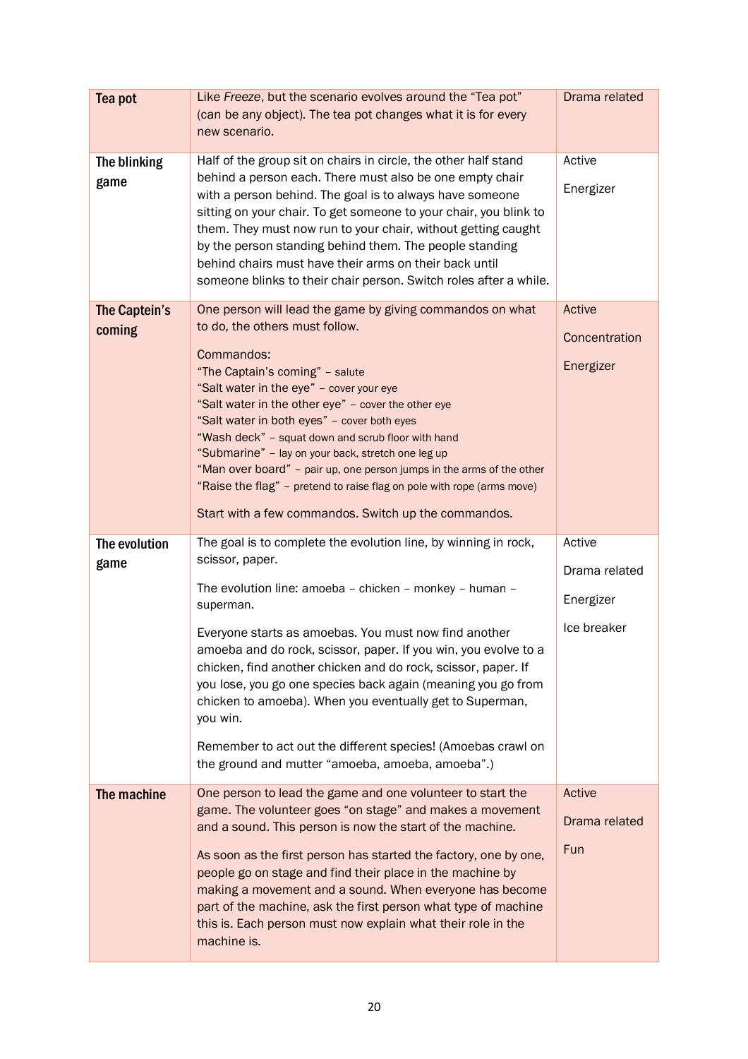| | | |
|---|---|---|
| **Tea pot** | Like *Freeze*, but the scenario evolves around the "Tea pot" (can be any object). The tea pot changes what it is for every new scenario. | Drama related |
| **The blinking game** | Half of the group sit on chairs in circle, the other half stand behind a person each. There must also be one empty chair with a person behind. The goal is to always have someone sitting on your chair. To get someone to your chair, you blink to them. They must now run to your chair, without getting caught by the person standing behind them. The people standing behind chairs must have their arms on their back until someone blinks to their chair person. Switch roles after a while. | Active<br><br>Energizer |
| **The Captein's coming** | One person will lead the game by giving commandos on what to do, the others must follow.<br><br>Commandos:<br>"The Captain's coming" – salute<br>"Salt water in the eye" – cover your eye<br>"Salt water in the other eye" – cover the other eye<br>"Salt water in both eyes" – cover both eyes<br>"Wash deck" – squat down and scrub floor with hand<br>"Submarine" – lay on your back, stretch one leg up<br>"Man over board" – pair up, one person jumps in the arms of the other<br>"Raise the flag" – pretend to raise flag on pole with rope (arms move)<br><br>Start with a few commandos. Switch up the commandos. | Active<br><br>Concentration<br><br>Energizer |
| **The evolution game** | The goal is to complete the evolution line, by winning in rock, scissor, paper.<br><br>The evolution line: amoeba – chicken – monkey – human – superman.<br><br>Everyone starts as amoebas. You must now find another amoeba and do rock, scissor, paper. If you win, you evolve to a chicken, find another chicken and do rock, scissor, paper. If you lose, you go one species back again (meaning you go from chicken to amoeba). When you eventually get to Superman, you win.<br><br>Remember to act out the different species! (Amoebas crawl on the ground and mutter "amoeba, amoeba, amoeba".) | Active<br><br>Drama related<br><br>Energizer<br><br>Ice breaker |
| **The machine** | One person to lead the game and one volunteer to start the game. The volunteer goes "on stage" and makes a movement and a sound. This person is now the start of the machine.<br><br>As soon as the first person has started the factory, one by one, people go on stage and find their place in the machine by making a movement and a sound. When everyone has become part of the machine, ask the first person what type of machine this is. Each person must now explain what their role in the machine is. | Active<br><br>Drama related<br><br>Fun |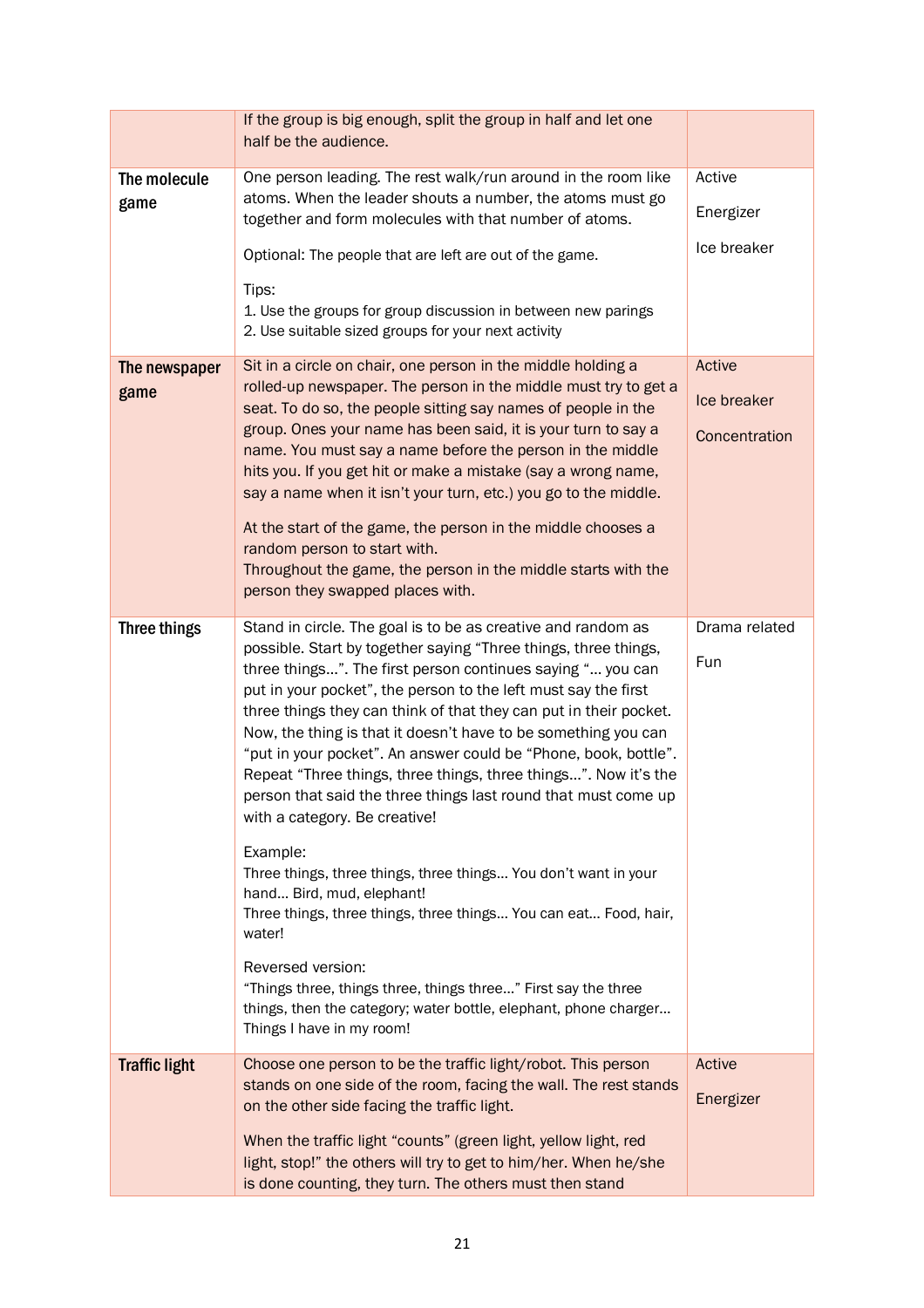| | | |
|---|---|---|
| | If the group is big enough, split the group in half and let one half be the audience. | |
| **The molecule game** | One person leading. The rest walk/run around in the room like atoms. When the leader shouts a number, the atoms must go together and form molecules with that number of atoms.<br><br>Optional: The people that are left are out of the game.<br><br>Tips:<br>1. Use the groups for group discussion in between new parings<br>2. Use suitable sized groups for your next activity | Active<br><br>Energizer<br><br>Ice breaker |
| **The newspaper game** | Sit in a circle on chair, one person in the middle holding a rolled-up newspaper. The person in the middle must try to get a seat. To do so, the people sitting say names of people in the group. Ones your name has been said, it is your turn to say a name. You must say a name before the person in the middle hits you. If you get hit or make a mistake (say a wrong name, say a name when it isn't your turn, etc.) you go to the middle.<br><br>At the start of the game, the person in the middle chooses a random person to start with.<br>Throughout the game, the person in the middle starts with the person they swapped places with. | Active<br><br>Ice breaker<br><br>Concentration |
| **Three things** | Stand in circle. The goal is to be as creative and random as possible. Start by together saying "Three things, three things, three things…". The first person continues saying "… you can put in your pocket", the person to the left must say the first three things they can think of that they can put in their pocket. Now, the thing is that it doesn't have to be something you can "put in your pocket". An answer could be "Phone, book, bottle". Repeat "Three things, three things, three things…". Now it's the person that said the three things last round that must come up with a category. Be creative!<br><br>Example:<br>Three things, three things, three things… You don't want in your hand… Bird, mud, elephant!<br>Three things, three things, three things… You can eat… Food, hair, water!<br><br>Reversed version:<br>"Things three, things three, things three…" First say the three things, then the category; water bottle, elephant, phone charger… Things I have in my room! | Drama related<br><br>Fun |
| **Traffic light** | Choose one person to be the traffic light/robot. This person stands on one side of the room, facing the wall. The rest stands on the other side facing the traffic light.<br><br>When the traffic light "counts" (green light, yellow light, red light, stop!" the others will try to get to him/her. When he/she is done counting, they turn. The others must then stand | Active<br><br>Energizer |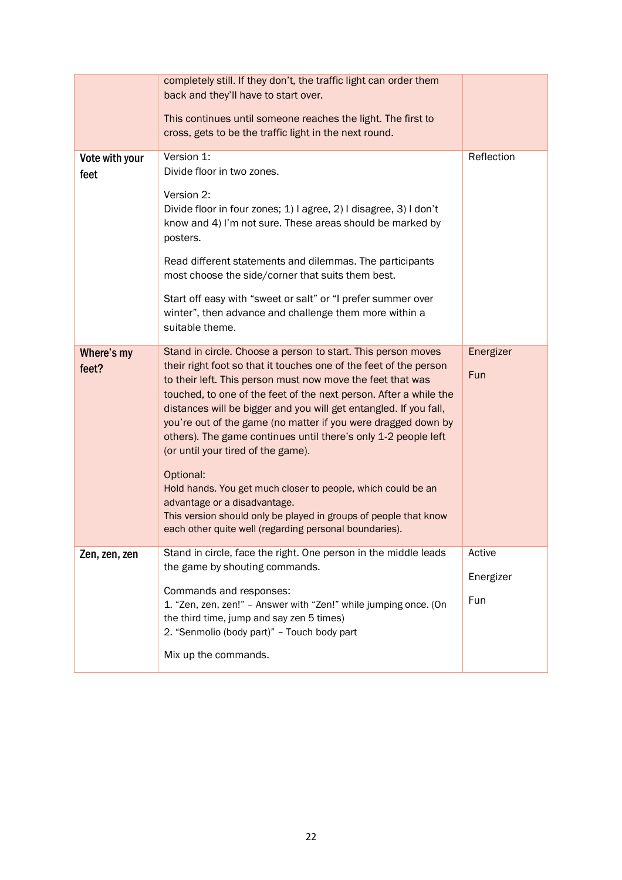| | | |
|---|---|---|
| | completely still. If they don't, the traffic light can order them back and they'll have to start over.<br><br>This continues until someone reaches the light. The first to cross, gets to be the traffic light in the next round. | |
| **Vote with your feet** | Version 1:<br>Divide floor in two zones.<br><br>Version 2:<br>Divide floor in four zones; 1) I agree, 2) I disagree, 3) I don't know and 4) I'm not sure. These areas should be marked by posters.<br><br>Read different statements and dilemmas. The participants most choose the side/corner that suits them best.<br><br>Start off easy with "sweet or salt" or "I prefer summer over winter", then advance and challenge them more within a suitable theme. | Reflection |
| **Where's my feet?** | Stand in circle. Choose a person to start. This person moves their right foot so that it touches one of the feet of the person to their left. This person must now move the feet that was touched, to one of the feet of the next person. After a while the distances will be bigger and you will get entangled. If you fall, you're out of the game (no matter if you were dragged down by others). The game continues until there's only 1-2 people left (or until your tired of the game).<br><br>Optional:<br>Hold hands. You get much closer to people, which could be an advantage or a disadvantage.<br>This version should only be played in groups of people that know each other quite well (regarding personal boundaries). | Energizer<br><br>Fun |
| **Zen, zen, zen** | Stand in circle, face the right. One person in the middle leads the game by shouting commands.<br><br>Commands and responses:<br>1. "Zen, zen, zen!" – Answer with "Zen!" while jumping once. (On the third time, jump and say zen 5 times)<br>2. "Senmolio (body part)" – Touch body part<br><br>Mix up the commands. | Active<br><br>Energizer<br><br>Fun |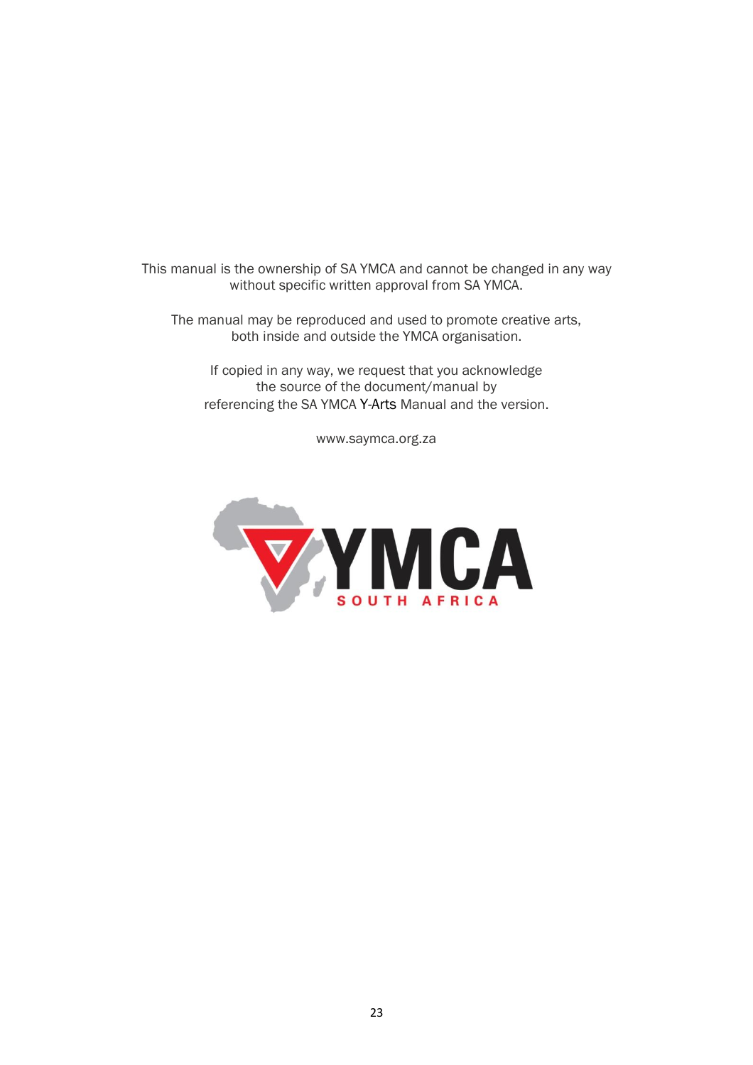This manual is the ownership of SA YMCA and cannot be changed in any way without specific written approval from SA YMCA.

The manual may be reproduced and used to promote creative arts, both inside and outside the YMCA organisation.

If copied in any way, we request that you acknowledge the source of the document/manual by referencing the SA YMCA Y-Arts Manual and the version.

www.saymca.org.za

YMCA SOUTH AFRICA